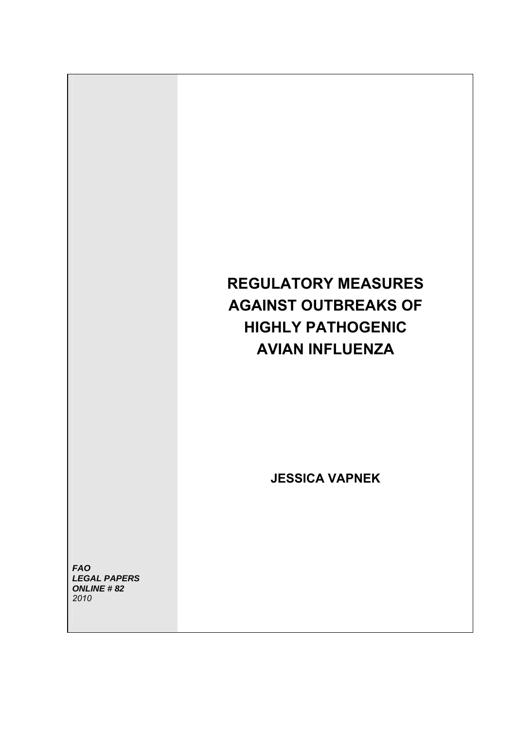# REGULATORY MEASURES AGAINST OUTBREAKS OF HIGHLY PATHOGENIC AVIAN INFLUENZA

**JESSICA VAPNEK**

***FAO***
***LEGAL PAPERS***
***ONLINE # 82***
*2010*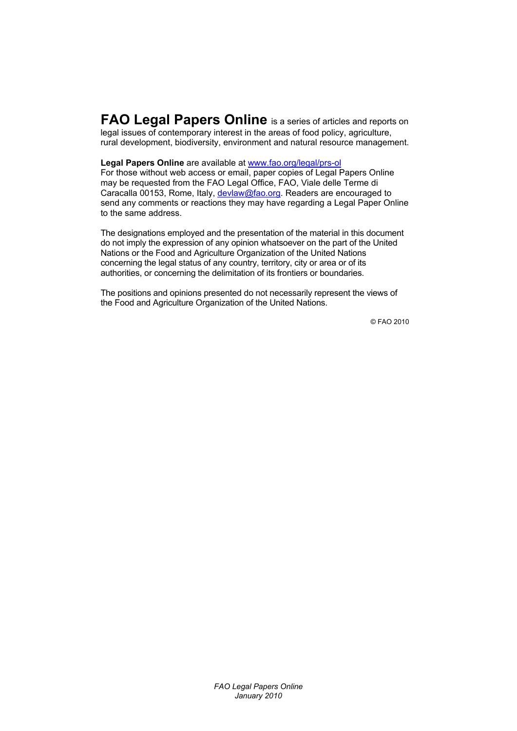**FAO Legal Papers Online** is a series of articles and reports on legal issues of contemporary interest in the areas of food policy, agriculture, rural development, biodiversity, environment and natural resource management.

**Legal Papers Online** are available at [www.fao.org/legal/prs-ol](http://www.fao.org/legal/prs-ol)
For those without web access or email, paper copies of Legal Papers Online may be requested from the FAO Legal Office, FAO, Viale delle Terme di Caracalla 00153, Rome, Italy, [devlaw@fao.org](mailto:devlaw@fao.org). Readers are encouraged to send any comments or reactions they may have regarding a Legal Paper Online to the same address.

The designations employed and the presentation of the material in this document do not imply the expression of any opinion whatsoever on the part of the United Nations or the Food and Agriculture Organization of the United Nations concerning the legal status of any country, territory, city or area or of its authorities, or concerning the delimitation of its frontiers or boundaries.

The positions and opinions presented do not necessarily represent the views of the Food and Agriculture Organization of the United Nations.

© FAO 2010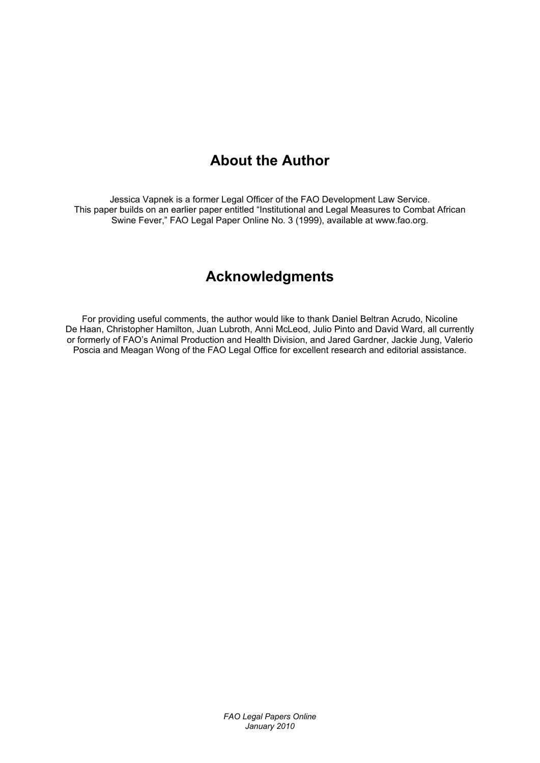## About the Author

Jessica Vapnek is a former Legal Officer of the FAO Development Law Service. This paper builds on an earlier paper entitled "Institutional and Legal Measures to Combat African Swine Fever," FAO Legal Paper Online No. 3 (1999), available at www.fao.org.

## Acknowledgments

For providing useful comments, the author would like to thank Daniel Beltran Acrudo, Nicoline De Haan, Christopher Hamilton, Juan Lubroth, Anni McLeod, Julio Pinto and David Ward, all currently or formerly of FAO's Animal Production and Health Division, and Jared Gardner, Jackie Jung, Valerio Poscia and Meagan Wong of the FAO Legal Office for excellent research and editorial assistance.

*FAO Legal Papers Online*
*January 2010*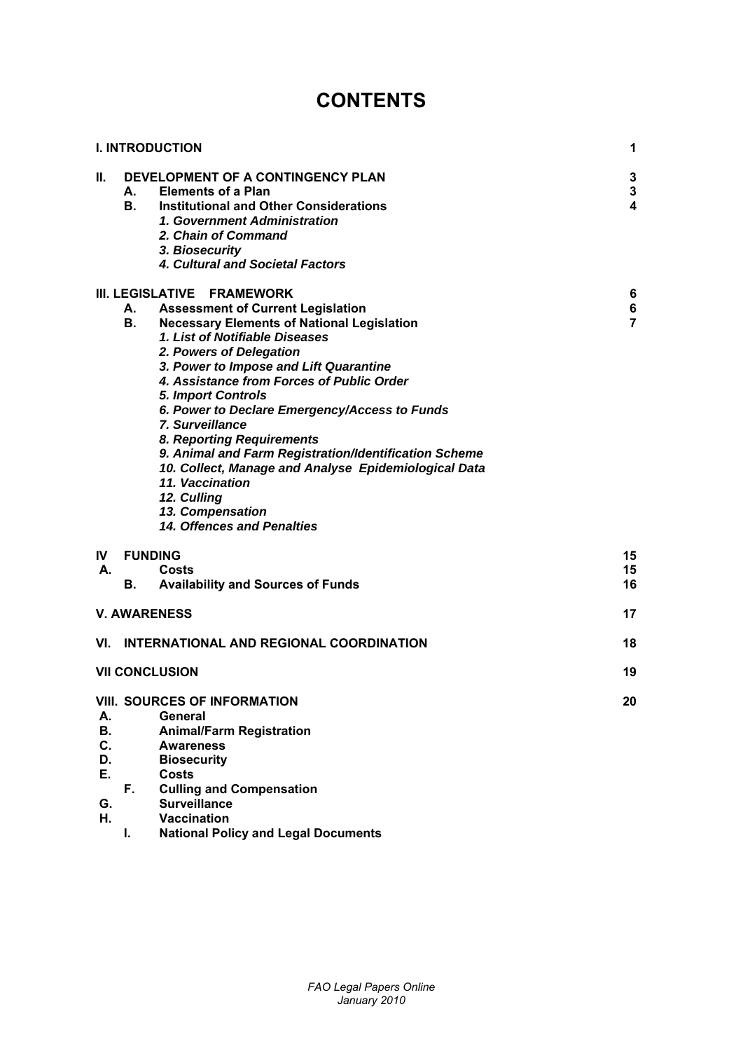# CONTENTS

**I. INTRODUCTION** 1

**II. DEVELOPMENT OF A CONTINGENCY PLAN** 3

- **A. Elements of a Plan** 3
- **B. Institutional and Other Considerations** 4
  - ***1. Government Administration***
  - ***2. Chain of Command***
  - ***3. Biosecurity***
  - ***4. Cultural and Societal Factors***

**III. LEGISLATIVE FRAMEWORK** 6

- **A. Assessment of Current Legislation** 6
- **B. Necessary Elements of National Legislation** 7
  - ***1. List of Notifiable Diseases***
  - ***2. Powers of Delegation***
  - ***3. Power to Impose and Lift Quarantine***
  - ***4. Assistance from Forces of Public Order***
  - ***5. Import Controls***
  - ***6. Power to Declare Emergency/Access to Funds***
  - ***7. Surveillance***
  - ***8. Reporting Requirements***
  - ***9. Animal and Farm Registration/Identification Scheme***
  - ***10. Collect, Manage and Analyse Epidemiological Data***
  - ***11. Vaccination***
  - ***12. Culling***
  - ***13. Compensation***
  - ***14. Offences and Penalties***

**IV FUNDING** 15

- **A. Costs** 15
- **B. Availability and Sources of Funds** 16

**V. AWARENESS** 17

**VI. INTERNATIONAL AND REGIONAL COORDINATION** 18

**VII CONCLUSION** 19

**VIII. SOURCES OF INFORMATION** 20

- **A. General**
- **B. Animal/Farm Registration**
- **C. Awareness**
- **D. Biosecurity**
- **E. Costs**
- **F. Culling and Compensation**
- **G. Surveillance**
- **H. Vaccination**
- **I. National Policy and Legal Documents**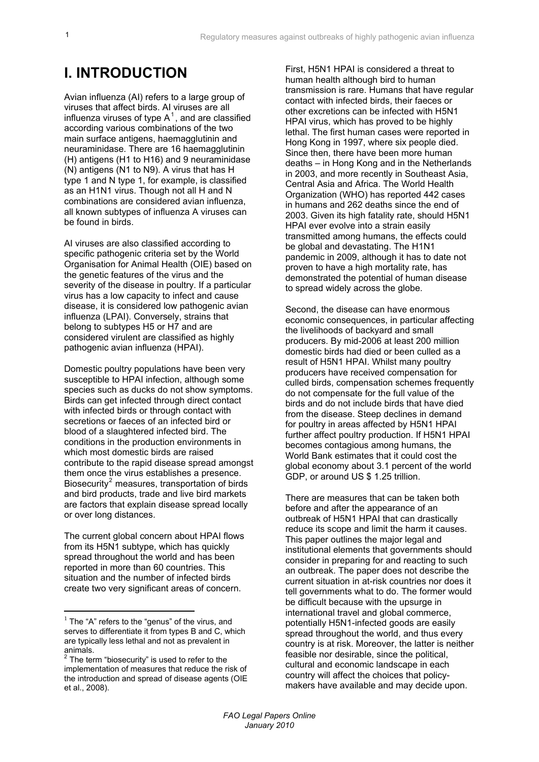# I. INTRODUCTION

Avian influenza (AI) refers to a large group of viruses that affect birds. AI viruses are all influenza viruses of type A[1], and are classified according various combinations of the two main surface antigens, haemagglutinin and neuraminidase. There are 16 haemagglutinin (H) antigens (H1 to H16) and 9 neuraminidase (N) antigens (N1 to N9). A virus that has H type 1 and N type 1, for example, is classified as an H1N1 virus. Though not all H and N combinations are considered avian influenza, all known subtypes of influenza A viruses can be found in birds.

AI viruses are also classified according to specific pathogenic criteria set by the World Organisation for Animal Health (OIE) based on the genetic features of the virus and the severity of the disease in poultry. If a particular virus has a low capacity to infect and cause disease, it is considered low pathogenic avian influenza (LPAI). Conversely, strains that belong to subtypes H5 or H7 and are considered virulent are classified as highly pathogenic avian influenza (HPAI).

Domestic poultry populations have been very susceptible to HPAI infection, although some species such as ducks do not show symptoms. Birds can get infected through direct contact with infected birds or through contact with secretions or faeces of an infected bird or blood of a slaughtered infected bird. The conditions in the production environments in which most domestic birds are raised contribute to the rapid disease spread amongst them once the virus establishes a presence. Biosecurity[2] measures, transportation of birds and bird products, trade and live bird markets are factors that explain disease spread locally or over long distances.

The current global concern about HPAI flows from its H5N1 subtype, which has quickly spread throughout the world and has been reported in more than 60 countries. This situation and the number of infected birds create two very significant areas of concern.

First, H5N1 HPAI is considered a threat to human health although bird to human transmission is rare. Humans that have regular contact with infected birds, their faeces or other excretions can be infected with H5N1 HPAI virus, which has proved to be highly lethal. The first human cases were reported in Hong Kong in 1997, where six people died. Since then, there have been more human deaths – in Hong Kong and in the Netherlands in 2003, and more recently in Southeast Asia, Central Asia and Africa. The World Health Organization (WHO) has reported 442 cases in humans and 262 deaths since the end of 2003. Given its high fatality rate, should H5N1 HPAI ever evolve into a strain easily transmitted among humans, the effects could be global and devastating. The H1N1 pandemic in 2009, although it has to date not proven to have a high mortality rate, has demonstrated the potential of human disease to spread widely across the globe.

Second, the disease can have enormous economic consequences, in particular affecting the livelihoods of backyard and small producers. By mid-2006 at least 200 million domestic birds had died or been culled as a result of H5N1 HPAI. Whilst many poultry producers have received compensation for culled birds, compensation schemes frequently do not compensate for the full value of the birds and do not include birds that have died from the disease. Steep declines in demand for poultry in areas affected by H5N1 HPAI further affect poultry production. If H5N1 HPAI becomes contagious among humans, the World Bank estimates that it could cost the global economy about 3.1 percent of the world GDP, or around US $ 1.25 trillion.

There are measures that can be taken both before and after the appearance of an outbreak of H5N1 HPAI that can drastically reduce its scope and limit the harm it causes. This paper outlines the major legal and institutional elements that governments should consider in preparing for and reacting to such an outbreak. The paper does not describe the current situation in at-risk countries nor does it tell governments what to do. The former would be difficult because with the upsurge in international travel and global commerce, potentially H5N1-infected goods are easily spread throughout the world, and thus every country is at risk. Moreover, the latter is neither feasible nor desirable, since the political, cultural and economic landscape in each country will affect the choices that policy-makers have available and may decide upon.

[1] The "A" refers to the "genus" of the virus, and serves to differentiate it from types B and C, which are typically less lethal and not as prevalent in animals.

[2] The term "biosecurity" is used to refer to the implementation of measures that reduce the risk of the introduction and spread of disease agents (OIE et al., 2008).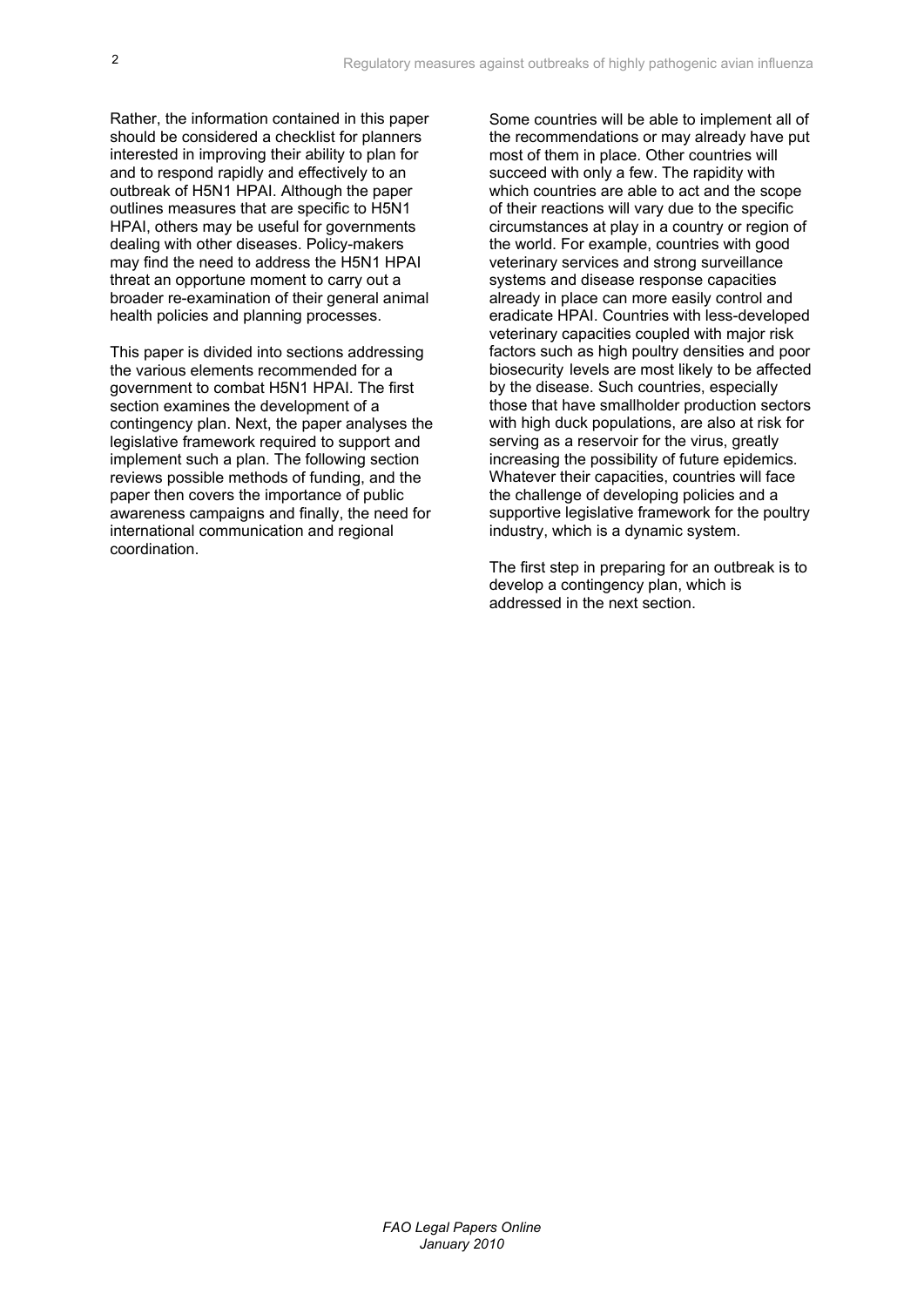Rather, the information contained in this paper should be considered a checklist for planners interested in improving their ability to plan for and to respond rapidly and effectively to an outbreak of H5N1 HPAI. Although the paper outlines measures that are specific to H5N1 HPAI, others may be useful for governments dealing with other diseases. Policy-makers may find the need to address the H5N1 HPAI threat an opportune moment to carry out a broader re-examination of their general animal health policies and planning processes.

This paper is divided into sections addressing the various elements recommended for a government to combat H5N1 HPAI. The first section examines the development of a contingency plan. Next, the paper analyses the legislative framework required to support and implement such a plan. The following section reviews possible methods of funding, and the paper then covers the importance of public awareness campaigns and finally, the need for international communication and regional coordination.

Some countries will be able to implement all of the recommendations or may already have put most of them in place. Other countries will succeed with only a few. The rapidity with which countries are able to act and the scope of their reactions will vary due to the specific circumstances at play in a country or region of the world. For example, countries with good veterinary services and strong surveillance systems and disease response capacities already in place can more easily control and eradicate HPAI. Countries with less-developed veterinary capacities coupled with major risk factors such as high poultry densities and poor biosecurity levels are most likely to be affected by the disease. Such countries, especially those that have smallholder production sectors with high duck populations, are also at risk for serving as a reservoir for the virus, greatly increasing the possibility of future epidemics. Whatever their capacities, countries will face the challenge of developing policies and a supportive legislative framework for the poultry industry, which is a dynamic system.

The first step in preparing for an outbreak is to develop a contingency plan, which is addressed in the next section.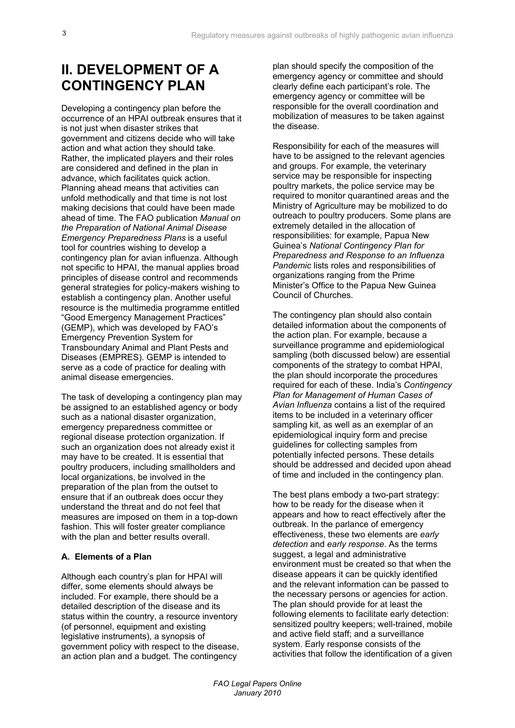# II. DEVELOPMENT OF A CONTINGENCY PLAN

Developing a contingency plan before the occurrence of an HPAI outbreak ensures that it is not just when disaster strikes that government and citizens decide who will take action and what action they should take. Rather, the implicated players and their roles are considered and defined in the plan in advance, which facilitates quick action. Planning ahead means that activities can unfold methodically and that time is not lost making decisions that could have been made ahead of time. The FAO publication *Manual on the Preparation of National Animal Disease Emergency Preparedness Plans* is a useful tool for countries wishing to develop a contingency plan for avian influenza. Although not specific to HPAI, the manual applies broad principles of disease control and recommends general strategies for policy-makers wishing to establish a contingency plan. Another useful resource is the multimedia programme entitled "Good Emergency Management Practices" (GEMP), which was developed by FAO's Emergency Prevention System for Transboundary Animal and Plant Pests and Diseases (EMPRES). GEMP is intended to serve as a code of practice for dealing with animal disease emergencies.

The task of developing a contingency plan may be assigned to an established agency or body such as a national disaster organization, emergency preparedness committee or regional disease protection organization. If such an organization does not already exist it may have to be created. It is essential that poultry producers, including smallholders and local organizations, be involved in the preparation of the plan from the outset to ensure that if an outbreak does occur they understand the threat and do not feel that measures are imposed on them in a top-down fashion. This will foster greater compliance with the plan and better results overall.

### A. Elements of a Plan

Although each country's plan for HPAI will differ, some elements should always be included. For example, there should be a detailed description of the disease and its status within the country, a resource inventory (of personnel, equipment and existing legislative instruments), a synopsis of government policy with respect to the disease, an action plan and a budget. The contingency plan should specify the composition of the emergency agency or committee and should clearly define each participant's role. The emergency agency or committee will be responsible for the overall coordination and mobilization of measures to be taken against the disease.

Responsibility for each of the measures will have to be assigned to the relevant agencies and groups. For example, the veterinary service may be responsible for inspecting poultry markets, the police service may be required to monitor quarantined areas and the Ministry of Agriculture may be mobilized to do outreach to poultry producers. Some plans are extremely detailed in the allocation of responsibilities: for example, Papua New Guinea's *National Contingency Plan for Preparedness and Response to an Influenza Pandemic* lists roles and responsibilities of organizations ranging from the Prime Minister's Office to the Papua New Guinea Council of Churches.

The contingency plan should also contain detailed information about the components of the action plan. For example, because a surveillance programme and epidemiological sampling (both discussed below) are essential components of the strategy to combat HPAI, the plan should incorporate the procedures required for each of these. India's *Contingency Plan for Management of Human Cases of Avian Influenza* contains a list of the required items to be included in a veterinary officer sampling kit, as well as an exemplar of an epidemiological inquiry form and precise guidelines for collecting samples from potentially infected persons. These details should be addressed and decided upon ahead of time and included in the contingency plan.

The best plans embody a two-part strategy: how to be ready for the disease when it appears and how to react effectively after the outbreak. In the parlance of emergency effectiveness, these two elements are *early detection* and *early response*. As the terms suggest, a legal and administrative environment must be created so that when the disease appears it can be quickly identified and the relevant information can be passed to the necessary persons or agencies for action. The plan should provide for at least the following elements to facilitate early detection: sensitized poultry keepers; well-trained, mobile and active field staff; and a surveillance system. Early response consists of the activities that follow the identification of a given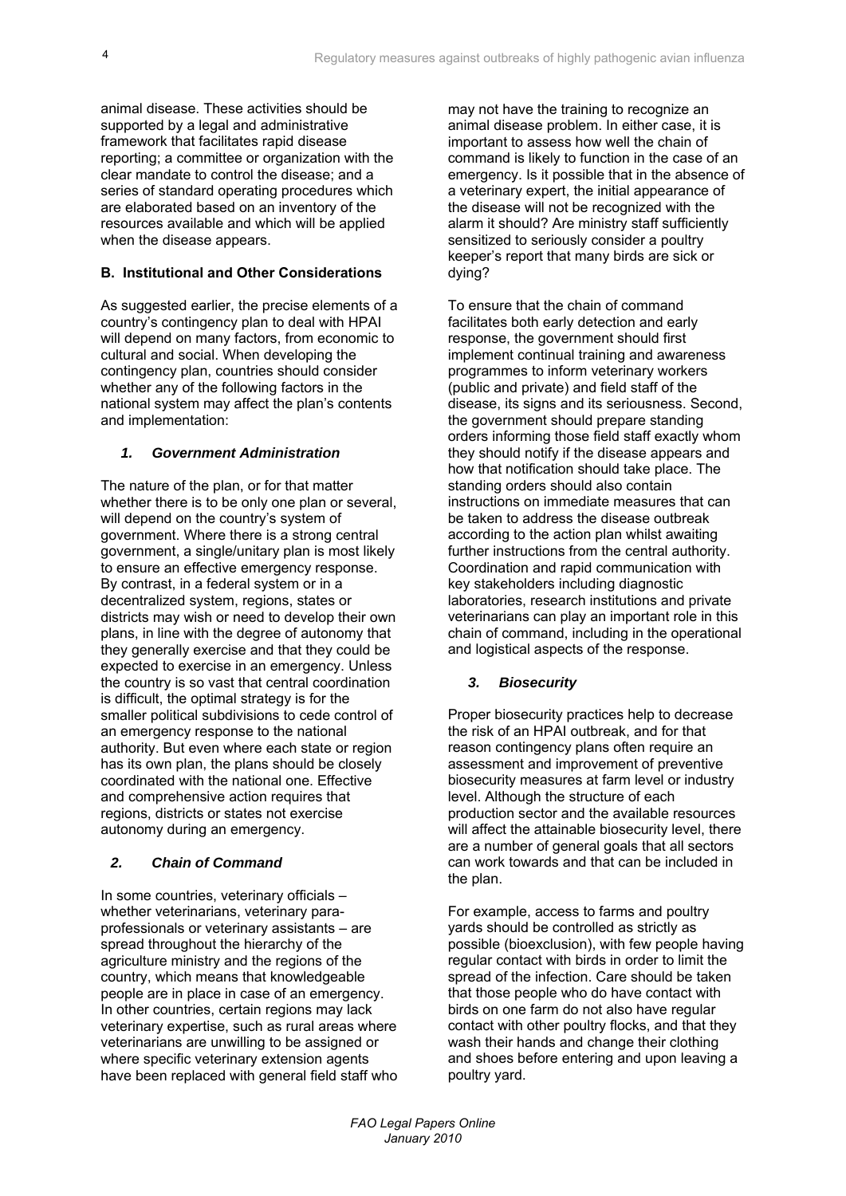animal disease. These activities should be supported by a legal and administrative framework that facilitates rapid disease reporting; a committee or organization with the clear mandate to control the disease; and a series of standard operating procedures which are elaborated based on an inventory of the resources available and which will be applied when the disease appears.

**B. Institutional and Other Considerations**

As suggested earlier, the precise elements of a country's contingency plan to deal with HPAI will depend on many factors, from economic to cultural and social. When developing the contingency plan, countries should consider whether any of the following factors in the national system may affect the plan's contents and implementation:

***1. Government Administration***

The nature of the plan, or for that matter whether there is to be only one plan or several, will depend on the country's system of government. Where there is a strong central government, a single/unitary plan is most likely to ensure an effective emergency response. By contrast, in a federal system or in a decentralized system, regions, states or districts may wish or need to develop their own plans, in line with the degree of autonomy that they generally exercise and that they could be expected to exercise in an emergency. Unless the country is so vast that central coordination is difficult, the optimal strategy is for the smaller political subdivisions to cede control of an emergency response to the national authority. But even where each state or region has its own plan, the plans should be closely coordinated with the national one. Effective and comprehensive action requires that regions, districts or states not exercise autonomy during an emergency.

***2. Chain of Command***

In some countries, veterinary officials – whether veterinarians, veterinary para-professionals or veterinary assistants – are spread throughout the hierarchy of the agriculture ministry and the regions of the country, which means that knowledgeable people are in place in case of an emergency. In other countries, certain regions may lack veterinary expertise, such as rural areas where veterinarians are unwilling to be assigned or where specific veterinary extension agents have been replaced with general field staff who may not have the training to recognize an animal disease problem. In either case, it is important to assess how well the chain of command is likely to function in the case of an emergency. Is it possible that in the absence of a veterinary expert, the initial appearance of the disease will not be recognized with the alarm it should? Are ministry staff sufficiently sensitized to seriously consider a poultry keeper's report that many birds are sick or dying?

To ensure that the chain of command facilitates both early detection and early response, the government should first implement continual training and awareness programmes to inform veterinary workers (public and private) and field staff of the disease, its signs and its seriousness. Second, the government should prepare standing orders informing those field staff exactly whom they should notify if the disease appears and how that notification should take place. The standing orders should also contain instructions on immediate measures that can be taken to address the disease outbreak according to the action plan whilst awaiting further instructions from the central authority. Coordination and rapid communication with key stakeholders including diagnostic laboratories, research institutions and private veterinarians can play an important role in this chain of command, including in the operational and logistical aspects of the response.

***3. Biosecurity***

Proper biosecurity practices help to decrease the risk of an HPAI outbreak, and for that reason contingency plans often require an assessment and improvement of preventive biosecurity measures at farm level or industry level. Although the structure of each production sector and the available resources will affect the attainable biosecurity level, there are a number of general goals that all sectors can work towards and that can be included in the plan.

For example, access to farms and poultry yards should be controlled as strictly as possible (bioexclusion), with few people having regular contact with birds in order to limit the spread of the infection. Care should be taken that those people who do have contact with birds on one farm do not also have regular contact with other poultry flocks, and that they wash their hands and change their clothing and shoes before entering and upon leaving a poultry yard.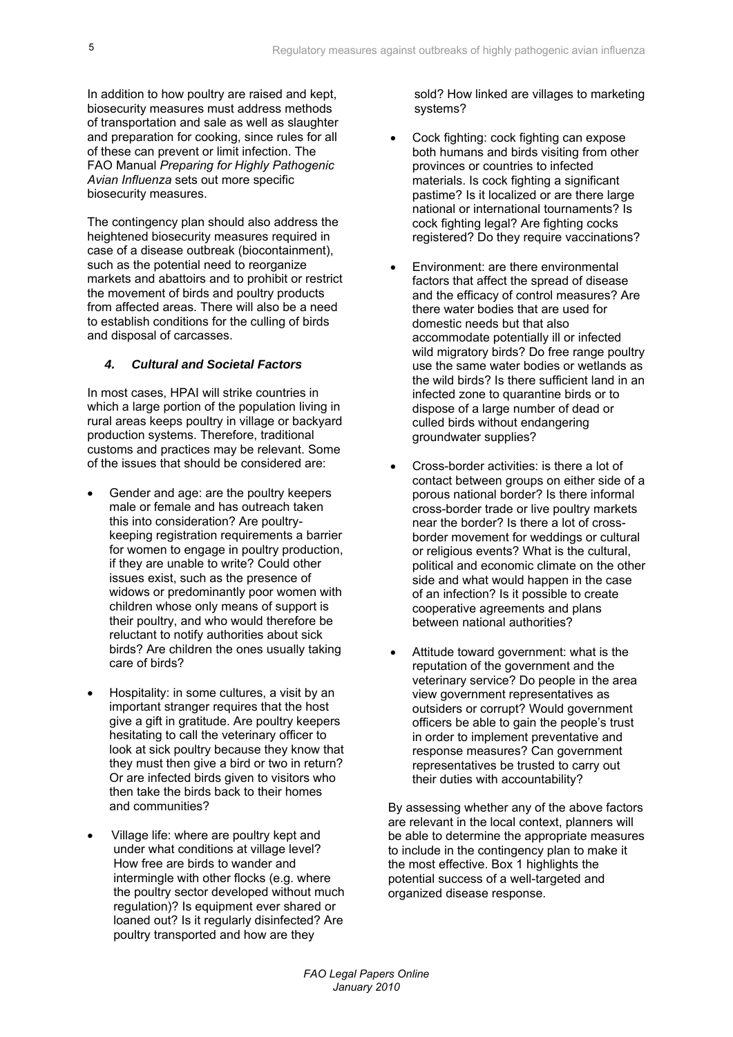In addition to how poultry are raised and kept, biosecurity measures must address methods of transportation and sale as well as slaughter and preparation for cooking, since rules for all of these can prevent or limit infection. The FAO Manual *Preparing for Highly Pathogenic Avian Influenza* sets out more specific biosecurity measures.

The contingency plan should also address the heightened biosecurity measures required in case of a disease outbreak (biocontainment), such as the potential need to reorganize markets and abattoirs and to prohibit or restrict the movement of birds and poultry products from affected areas. There will also be a need to establish conditions for the culling of birds and disposal of carcasses.

### *4. Cultural and Societal Factors*

In most cases, HPAI will strike countries in which a large portion of the population living in rural areas keeps poultry in village or backyard production systems. Therefore, traditional customs and practices may be relevant. Some of the issues that should be considered are:

- Gender and age: are the poultry keepers male or female and has outreach taken this into consideration? Are poultry-keeping registration requirements a barrier for women to engage in poultry production, if they are unable to write? Could other issues exist, such as the presence of widows or predominantly poor women with children whose only means of support is their poultry, and who would therefore be reluctant to notify authorities about sick birds? Are children the ones usually taking care of birds?

- Hospitality: in some cultures, a visit by an important stranger requires that the host give a gift in gratitude. Are poultry keepers hesitating to call the veterinary officer to look at sick poultry because they know that they must then give a bird or two in return? Or are infected birds given to visitors who then take the birds back to their homes and communities?

- Village life: where are poultry kept and under what conditions at village level? How free are birds to wander and intermingle with other flocks (e.g. where the poultry sector developed without much regulation)? Is equipment ever shared or loaned out? Is it regularly disinfected? Are poultry transported and how are they sold? How linked are villages to marketing systems?

- Cock fighting: cock fighting can expose both humans and birds visiting from other provinces or countries to infected materials. Is cock fighting a significant pastime? Is it localized or are there large national or international tournaments? Is cock fighting legal? Are fighting cocks registered? Do they require vaccinations?

- Environment: are there environmental factors that affect the spread of disease and the efficacy of control measures? Are there water bodies that are used for domestic needs but that also accommodate potentially ill or infected wild migratory birds? Do free range poultry use the same water bodies or wetlands as the wild birds? Is there sufficient land in an infected zone to quarantine birds or to dispose of a large number of dead or culled birds without endangering groundwater supplies?

- Cross-border activities: is there a lot of contact between groups on either side of a porous national border? Is there informal cross-border trade or live poultry markets near the border? Is there a lot of cross-border movement for weddings or cultural or religious events? What is the cultural, political and economic climate on the other side and what would happen in the case of an infection? Is it possible to create cooperative agreements and plans between national authorities?

- Attitude toward government: what is the reputation of the government and the veterinary service? Do people in the area view government representatives as outsiders or corrupt? Would government officers be able to gain the people's trust in order to implement preventative and response measures? Can government representatives be trusted to carry out their duties with accountability?

By assessing whether any of the above factors are relevant in the local context, planners will be able to determine the appropriate measures to include in the contingency plan to make it the most effective. Box 1 highlights the potential success of a well-targeted and organized disease response.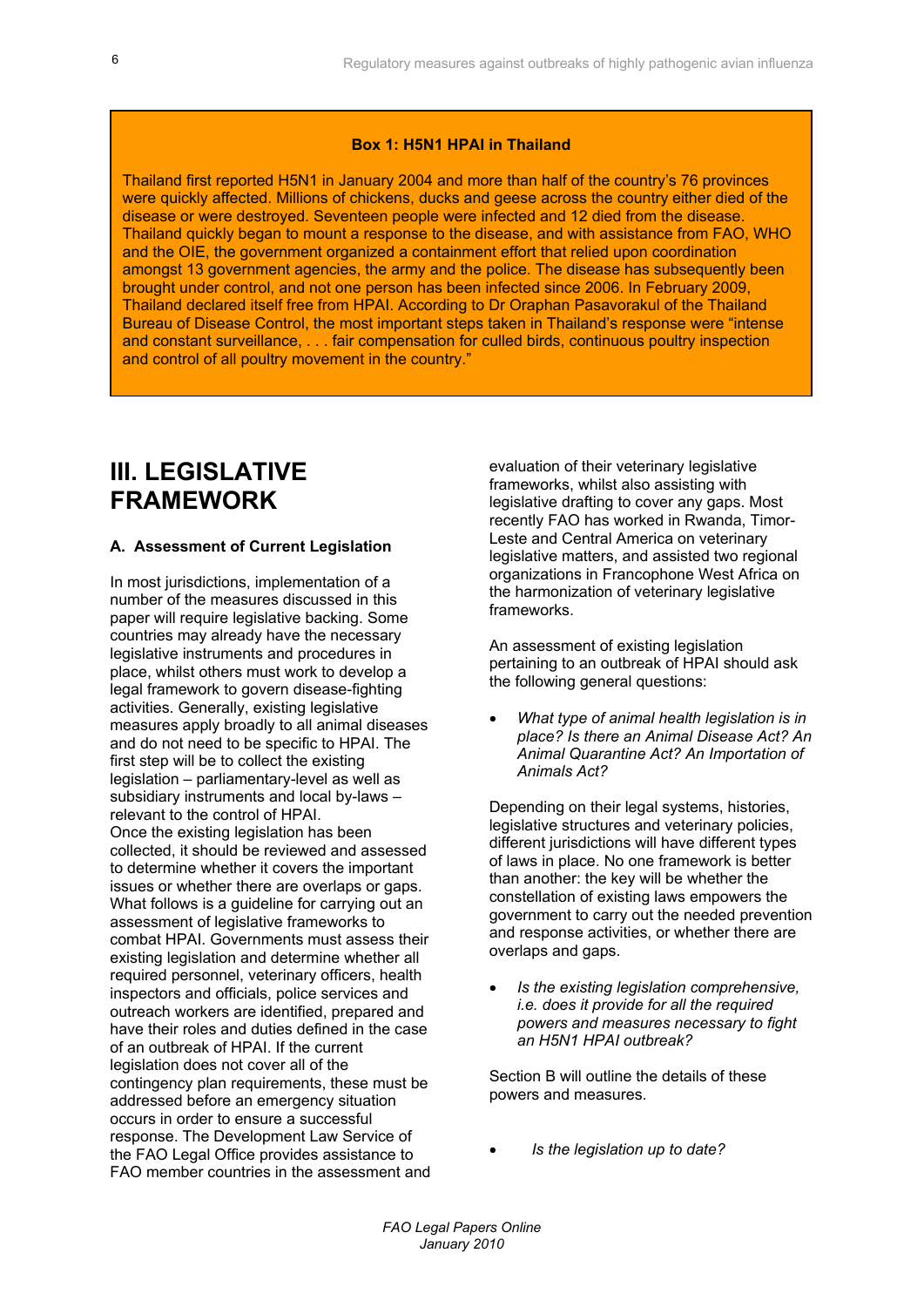**Box 1: H5N1 HPAI in Thailand**

Thailand first reported H5N1 in January 2004 and more than half of the country's 76 provinces were quickly affected. Millions of chickens, ducks and geese across the country either died of the disease or were destroyed. Seventeen people were infected and 12 died from the disease. Thailand quickly began to mount a response to the disease, and with assistance from FAO, WHO and the OIE, the government organized a containment effort that relied upon coordination amongst 13 government agencies, the army and the police. The disease has subsequently been brought under control, and not one person has been infected since 2006. In February 2009, Thailand declared itself free from HPAI. According to Dr Oraphan Pasavorakul of the Thailand Bureau of Disease Control, the most important steps taken in Thailand's response were "intense and constant surveillance, . . . fair compensation for culled birds, continuous poultry inspection and control of all poultry movement in the country."

# III. LEGISLATIVE FRAMEWORK

### A. Assessment of Current Legislation

In most jurisdictions, implementation of a number of the measures discussed in this paper will require legislative backing. Some countries may already have the necessary legislative instruments and procedures in place, whilst others must work to develop a legal framework to govern disease-fighting activities. Generally, existing legislative measures apply broadly to all animal diseases and do not need to be specific to HPAI. The first step will be to collect the existing legislation – parliamentary-level as well as subsidiary instruments and local by-laws – relevant to the control of HPAI.

Once the existing legislation has been collected, it should be reviewed and assessed to determine whether it covers the important issues or whether there are overlaps or gaps. What follows is a guideline for carrying out an assessment of legislative frameworks to combat HPAI. Governments must assess their existing legislation and determine whether all required personnel, veterinary officers, health inspectors and officials, police services and outreach workers are identified, prepared and have their roles and duties defined in the case of an outbreak of HPAI. If the current legislation does not cover all of the contingency plan requirements, these must be addressed before an emergency situation occurs in order to ensure a successful response. The Development Law Service of the FAO Legal Office provides assistance to FAO member countries in the assessment and evaluation of their veterinary legislative frameworks, whilst also assisting with legislative drafting to cover any gaps. Most recently FAO has worked in Rwanda, Timor-Leste and Central America on veterinary legislative matters, and assisted two regional organizations in Francophone West Africa on the harmonization of veterinary legislative frameworks.

An assessment of existing legislation pertaining to an outbreak of HPAI should ask the following general questions:

- *What type of animal health legislation is in place? Is there an Animal Disease Act? An Animal Quarantine Act? An Importation of Animals Act?*

Depending on their legal systems, histories, legislative structures and veterinary policies, different jurisdictions will have different types of laws in place. No one framework is better than another: the key will be whether the constellation of existing laws empowers the government to carry out the needed prevention and response activities, or whether there are overlaps and gaps.

- *Is the existing legislation comprehensive, i.e. does it provide for all the required powers and measures necessary to fight an H5N1 HPAI outbreak?*

Section B will outline the details of these powers and measures.

- *Is the legislation up to date?*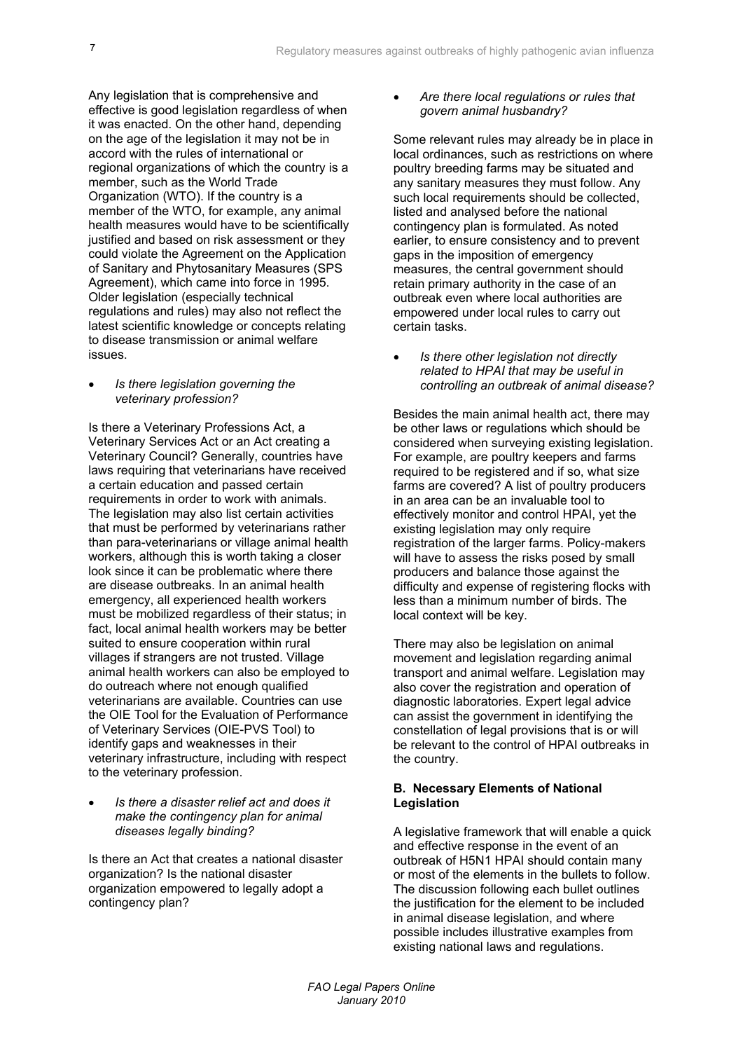Any legislation that is comprehensive and effective is good legislation regardless of when it was enacted. On the other hand, depending on the age of the legislation it may not be in accord with the rules of international or regional organizations of which the country is a member, such as the World Trade Organization (WTO). If the country is a member of the WTO, for example, any animal health measures would have to be scientifically justified and based on risk assessment or they could violate the Agreement on the Application of Sanitary and Phytosanitary Measures (SPS Agreement), which came into force in 1995. Older legislation (especially technical regulations and rules) may also not reflect the latest scientific knowledge or concepts relating to disease transmission or animal welfare issues.

- *Is there legislation governing the veterinary profession?*

Is there a Veterinary Professions Act, a Veterinary Services Act or an Act creating a Veterinary Council? Generally, countries have laws requiring that veterinarians have received a certain education and passed certain requirements in order to work with animals. The legislation may also list certain activities that must be performed by veterinarians rather than para-veterinarians or village animal health workers, although this is worth taking a closer look since it can be problematic where there are disease outbreaks. In an animal health emergency, all experienced health workers must be mobilized regardless of their status; in fact, local animal health workers may be better suited to ensure cooperation within rural villages if strangers are not trusted. Village animal health workers can also be employed to do outreach where not enough qualified veterinarians are available. Countries can use the OIE Tool for the Evaluation of Performance of Veterinary Services (OIE-PVS Tool) to identify gaps and weaknesses in their veterinary infrastructure, including with respect to the veterinary profession.

- *Is there a disaster relief act and does it make the contingency plan for animal diseases legally binding?*

Is there an Act that creates a national disaster organization? Is the national disaster organization empowered to legally adopt a contingency plan?

- *Are there local regulations or rules that govern animal husbandry?*

Some relevant rules may already be in place in local ordinances, such as restrictions on where poultry breeding farms may be situated and any sanitary measures they must follow. Any such local requirements should be collected, listed and analysed before the national contingency plan is formulated. As noted earlier, to ensure consistency and to prevent gaps in the imposition of emergency measures, the central government should retain primary authority in the case of an outbreak even where local authorities are empowered under local rules to carry out certain tasks.

- *Is there other legislation not directly related to HPAI that may be useful in controlling an outbreak of animal disease?*

Besides the main animal health act, there may be other laws or regulations which should be considered when surveying existing legislation. For example, are poultry keepers and farms required to be registered and if so, what size farms are covered? A list of poultry producers in an area can be an invaluable tool to effectively monitor and control HPAI, yet the existing legislation may only require registration of the larger farms. Policy-makers will have to assess the risks posed by small producers and balance those against the difficulty and expense of registering flocks with less than a minimum number of birds. The local context will be key.

There may also be legislation on animal movement and legislation regarding animal transport and animal welfare. Legislation may also cover the registration and operation of diagnostic laboratories. Expert legal advice can assist the government in identifying the constellation of legal provisions that is or will be relevant to the control of HPAI outbreaks in the country.

### B. Necessary Elements of National Legislation

A legislative framework that will enable a quick and effective response in the event of an outbreak of H5N1 HPAI should contain many or most of the elements in the bullets to follow. The discussion following each bullet outlines the justification for the element to be included in animal disease legislation, and where possible includes illustrative examples from existing national laws and regulations.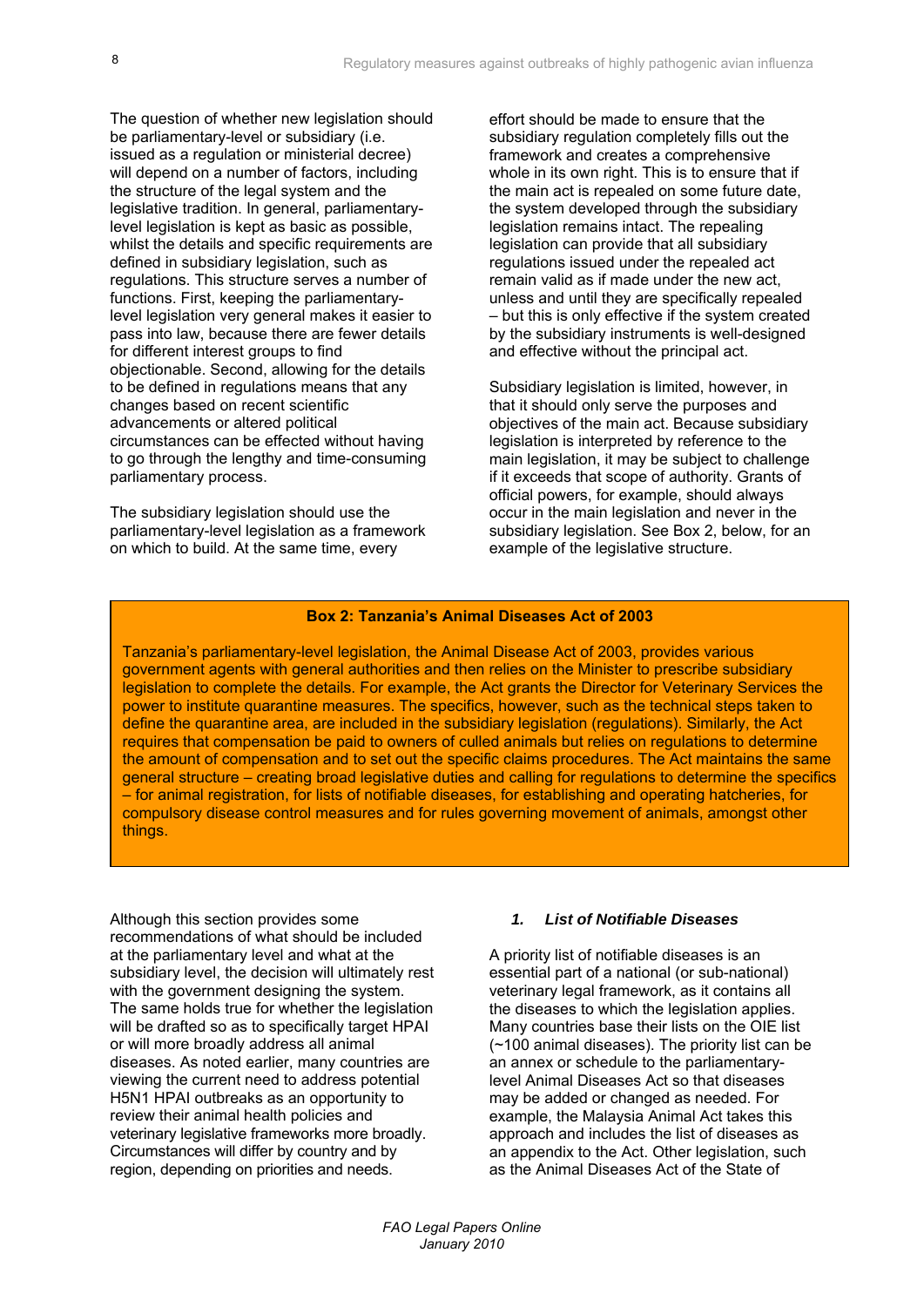The question of whether new legislation should be parliamentary-level or subsidiary (i.e. issued as a regulation or ministerial decree) will depend on a number of factors, including the structure of the legal system and the legislative tradition. In general, parliamentary-level legislation is kept as basic as possible, whilst the details and specific requirements are defined in subsidiary legislation, such as regulations. This structure serves a number of functions. First, keeping the parliamentary-level legislation very general makes it easier to pass into law, because there are fewer details for different interest groups to find objectionable. Second, allowing for the details to be defined in regulations means that any changes based on recent scientific advancements or altered political circumstances can be effected without having to go through the lengthy and time-consuming parliamentary process.

The subsidiary legislation should use the parliamentary-level legislation as a framework on which to build. At the same time, every effort should be made to ensure that the subsidiary regulation completely fills out the framework and creates a comprehensive whole in its own right. This is to ensure that if the main act is repealed on some future date, the system developed through the subsidiary legislation remains intact. The repealing legislation can provide that all subsidiary regulations issued under the repealed act remain valid as if made under the new act, unless and until they are specifically repealed – but this is only effective if the system created by the subsidiary instruments is well-designed and effective without the principal act.

Subsidiary legislation is limited, however, in that it should only serve the purposes and objectives of the main act. Because subsidiary legislation is interpreted by reference to the main legislation, it may be subject to challenge if it exceeds that scope of authority. Grants of official powers, for example, should always occur in the main legislation and never in the subsidiary legislation. See Box 2, below, for an example of the legislative structure.

**Box 2: Tanzania's Animal Diseases Act of 2003**

Tanzania's parliamentary-level legislation, the Animal Disease Act of 2003, provides various government agents with general authorities and then relies on the Minister to prescribe subsidiary legislation to complete the details. For example, the Act grants the Director for Veterinary Services the power to institute quarantine measures. The specifics, however, such as the technical steps taken to define the quarantine area, are included in the subsidiary legislation (regulations). Similarly, the Act requires that compensation be paid to owners of culled animals but relies on regulations to determine the amount of compensation and to set out the specific claims procedures. The Act maintains the same general structure – creating broad legislative duties and calling for regulations to determine the specifics – for animal registration, for lists of notifiable diseases, for establishing and operating hatcheries, for compulsory disease control measures and for rules governing movement of animals, amongst other things.

Although this section provides some recommendations of what should be included at the parliamentary level and what at the subsidiary level, the decision will ultimately rest with the government designing the system. The same holds true for whether the legislation will be drafted so as to specifically target HPAI or will more broadly address all animal diseases. As noted earlier, many countries are viewing the current need to address potential H5N1 HPAI outbreaks as an opportunity to review their animal health policies and veterinary legislative frameworks more broadly. Circumstances will differ by country and by region, depending on priorities and needs.

### *1. List of Notifiable Diseases*

A priority list of notifiable diseases is an essential part of a national (or sub-national) veterinary legal framework, as it contains all the diseases to which the legislation applies. Many countries base their lists on the OIE list (~100 animal diseases). The priority list can be an annex or schedule to the parliamentary-level Animal Diseases Act so that diseases may be added or changed as needed. For example, the Malaysia Animal Act takes this approach and includes the list of diseases as an appendix to the Act. Other legislation, such as the Animal Diseases Act of the State of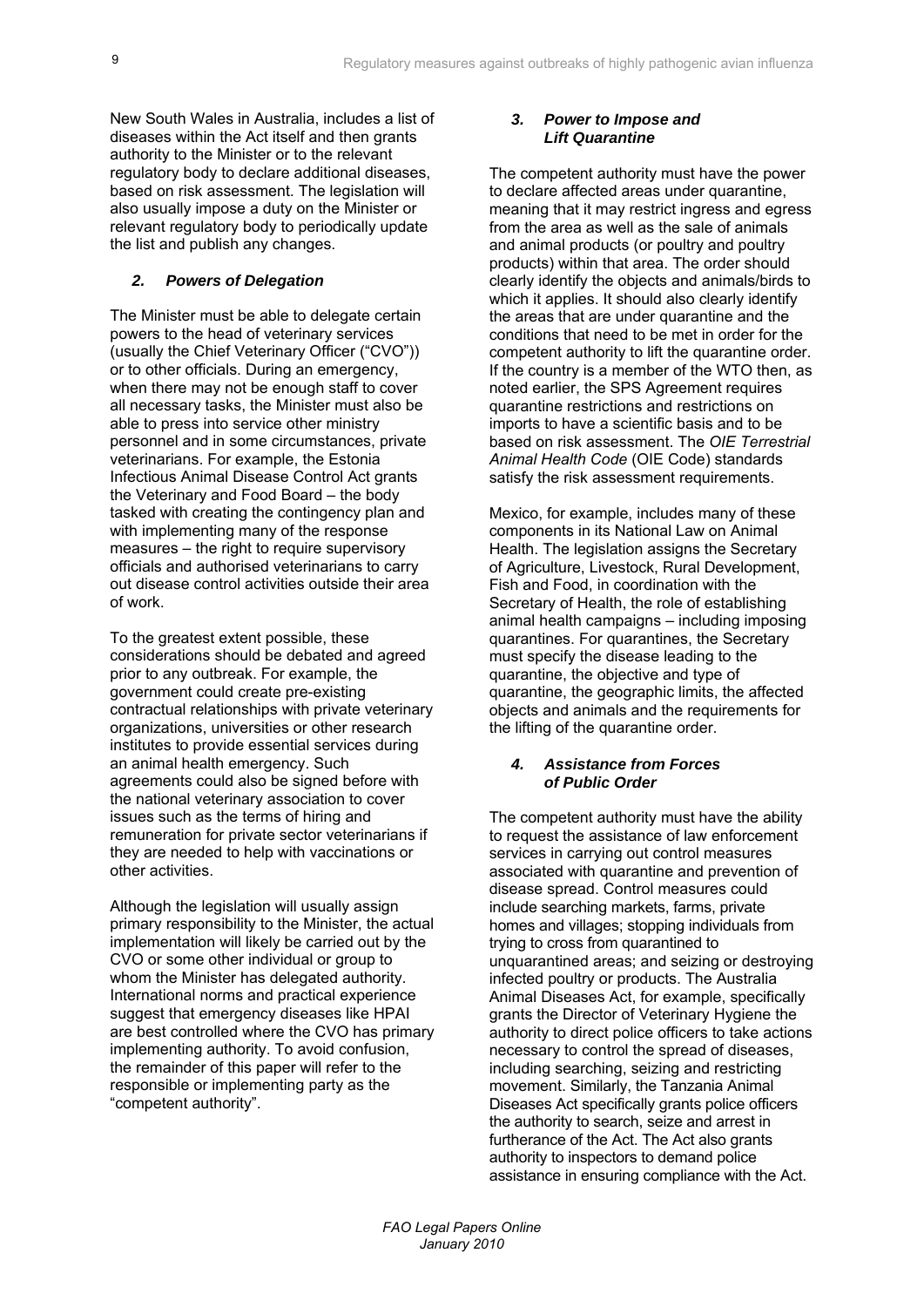New South Wales in Australia, includes a list of diseases within the Act itself and then grants authority to the Minister or to the relevant regulatory body to declare additional diseases, based on risk assessment. The legislation will also usually impose a duty on the Minister or relevant regulatory body to periodically update the list and publish any changes.

### *2. Powers of Delegation*

The Minister must be able to delegate certain powers to the head of veterinary services (usually the Chief Veterinary Officer ("CVO")) or to other officials. During an emergency, when there may not be enough staff to cover all necessary tasks, the Minister must also be able to press into service other ministry personnel and in some circumstances, private veterinarians. For example, the Estonia Infectious Animal Disease Control Act grants the Veterinary and Food Board – the body tasked with creating the contingency plan and with implementing many of the response measures – the right to require supervisory officials and authorised veterinarians to carry out disease control activities outside their area of work.

To the greatest extent possible, these considerations should be debated and agreed prior to any outbreak. For example, the government could create pre-existing contractual relationships with private veterinary organizations, universities or other research institutes to provide essential services during an animal health emergency. Such agreements could also be signed before with the national veterinary association to cover issues such as the terms of hiring and remuneration for private sector veterinarians if they are needed to help with vaccinations or other activities.

Although the legislation will usually assign primary responsibility to the Minister, the actual implementation will likely be carried out by the CVO or some other individual or group to whom the Minister has delegated authority. International norms and practical experience suggest that emergency diseases like HPAI are best controlled where the CVO has primary implementing authority. To avoid confusion, the remainder of this paper will refer to the responsible or implementing party as the "competent authority".

### *3. Power to Impose and Lift Quarantine*

The competent authority must have the power to declare affected areas under quarantine, meaning that it may restrict ingress and egress from the area as well as the sale of animals and animal products (or poultry and poultry products) within that area. The order should clearly identify the objects and animals/birds to which it applies. It should also clearly identify the areas that are under quarantine and the conditions that need to be met in order for the competent authority to lift the quarantine order. If the country is a member of the WTO then, as noted earlier, the SPS Agreement requires quarantine restrictions and restrictions on imports to have a scientific basis and to be based on risk assessment. The *OIE Terrestrial Animal Health Code* (OIE Code) standards satisfy the risk assessment requirements.

Mexico, for example, includes many of these components in its National Law on Animal Health. The legislation assigns the Secretary of Agriculture, Livestock, Rural Development, Fish and Food, in coordination with the Secretary of Health, the role of establishing animal health campaigns – including imposing quarantines. For quarantines, the Secretary must specify the disease leading to the quarantine, the objective and type of quarantine, the geographic limits, the affected objects and animals and the requirements for the lifting of the quarantine order.

### *4. Assistance from Forces of Public Order*

The competent authority must have the ability to request the assistance of law enforcement services in carrying out control measures associated with quarantine and prevention of disease spread. Control measures could include searching markets, farms, private homes and villages; stopping individuals from trying to cross from quarantined to unquarantined areas; and seizing or destroying infected poultry or products. The Australia Animal Diseases Act, for example, specifically grants the Director of Veterinary Hygiene the authority to direct police officers to take actions necessary to control the spread of diseases, including searching, seizing and restricting movement. Similarly, the Tanzania Animal Diseases Act specifically grants police officers the authority to search, seize and arrest in furtherance of the Act. The Act also grants authority to inspectors to demand police assistance in ensuring compliance with the Act.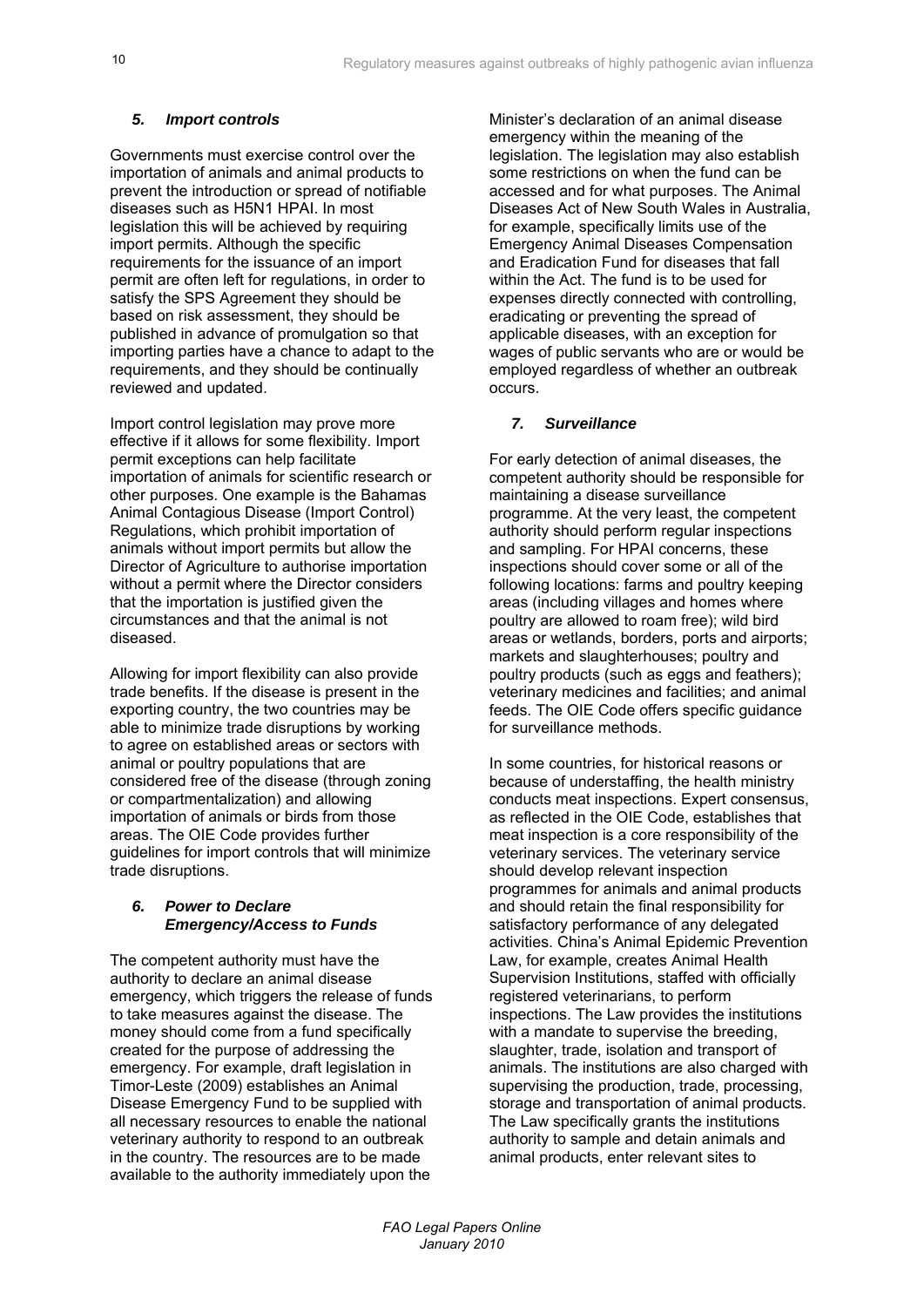### *5. Import controls*

Governments must exercise control over the importation of animals and animal products to prevent the introduction or spread of notifiable diseases such as H5N1 HPAI. In most legislation this will be achieved by requiring import permits. Although the specific requirements for the issuance of an import permit are often left for regulations, in order to satisfy the SPS Agreement they should be based on risk assessment, they should be published in advance of promulgation so that importing parties have a chance to adapt to the requirements, and they should be continually reviewed and updated.

Import control legislation may prove more effective if it allows for some flexibility. Import permit exceptions can help facilitate importation of animals for scientific research or other purposes. One example is the Bahamas Animal Contagious Disease (Import Control) Regulations, which prohibit importation of animals without import permits but allow the Director of Agriculture to authorise importation without a permit where the Director considers that the importation is justified given the circumstances and that the animal is not diseased.

Allowing for import flexibility can also provide trade benefits. If the disease is present in the exporting country, the two countries may be able to minimize trade disruptions by working to agree on established areas or sectors with animal or poultry populations that are considered free of the disease (through zoning or compartmentalization) and allowing importation of animals or birds from those areas. The OIE Code provides further guidelines for import controls that will minimize trade disruptions.

### *6. Power to Declare Emergency/Access to Funds*

The competent authority must have the authority to declare an animal disease emergency, which triggers the release of funds to take measures against the disease. The money should come from a fund specifically created for the purpose of addressing the emergency. For example, draft legislation in Timor-Leste (2009) establishes an Animal Disease Emergency Fund to be supplied with all necessary resources to enable the national veterinary authority to respond to an outbreak in the country. The resources are to be made available to the authority immediately upon the Minister's declaration of an animal disease emergency within the meaning of the legislation. The legislation may also establish some restrictions on when the fund can be accessed and for what purposes. The Animal Diseases Act of New South Wales in Australia, for example, specifically limits use of the Emergency Animal Diseases Compensation and Eradication Fund for diseases that fall within the Act. The fund is to be used for expenses directly connected with controlling, eradicating or preventing the spread of applicable diseases, with an exception for wages of public servants who are or would be employed regardless of whether an outbreak occurs.

### *7. Surveillance*

For early detection of animal diseases, the competent authority should be responsible for maintaining a disease surveillance programme. At the very least, the competent authority should perform regular inspections and sampling. For HPAI concerns, these inspections should cover some or all of the following locations: farms and poultry keeping areas (including villages and homes where poultry are allowed to roam free); wild bird areas or wetlands, borders, ports and airports; markets and slaughterhouses; poultry and poultry products (such as eggs and feathers); veterinary medicines and facilities; and animal feeds. The OIE Code offers specific guidance for surveillance methods.

In some countries, for historical reasons or because of understaffing, the health ministry conducts meat inspections. Expert consensus, as reflected in the OIE Code, establishes that meat inspection is a core responsibility of the veterinary services. The veterinary service should develop relevant inspection programmes for animals and animal products and should retain the final responsibility for satisfactory performance of any delegated activities. China's Animal Epidemic Prevention Law, for example, creates Animal Health Supervision Institutions, staffed with officially registered veterinarians, to perform inspections. The Law provides the institutions with a mandate to supervise the breeding, slaughter, trade, isolation and transport of animals. The institutions are also charged with supervising the production, trade, processing, storage and transportation of animal products. The Law specifically grants the institutions authority to sample and detain animals and animal products, enter relevant sites to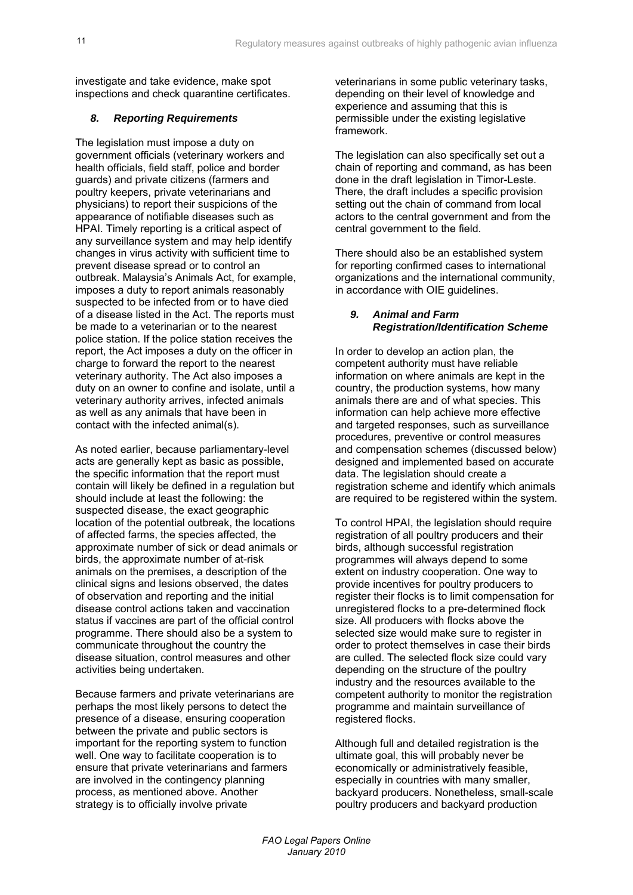investigate and take evidence, make spot inspections and check quarantine certificates.

### *8. Reporting Requirements*

The legislation must impose a duty on government officials (veterinary workers and health officials, field staff, police and border guards) and private citizens (farmers and poultry keepers, private veterinarians and physicians) to report their suspicions of the appearance of notifiable diseases such as HPAI. Timely reporting is a critical aspect of any surveillance system and may help identify changes in virus activity with sufficient time to prevent disease spread or to control an outbreak. Malaysia's Animals Act, for example, imposes a duty to report animals reasonably suspected to be infected from or to have died of a disease listed in the Act. The reports must be made to a veterinarian or to the nearest police station. If the police station receives the report, the Act imposes a duty on the officer in charge to forward the report to the nearest veterinary authority. The Act also imposes a duty on an owner to confine and isolate, until a veterinary authority arrives, infected animals as well as any animals that have been in contact with the infected animal(s).

As noted earlier, because parliamentary-level acts are generally kept as basic as possible, the specific information that the report must contain will likely be defined in a regulation but should include at least the following: the suspected disease, the exact geographic location of the potential outbreak, the locations of affected farms, the species affected, the approximate number of sick or dead animals or birds, the approximate number of at-risk animals on the premises, a description of the clinical signs and lesions observed, the dates of observation and reporting and the initial disease control actions taken and vaccination status if vaccines are part of the official control programme. There should also be a system to communicate throughout the country the disease situation, control measures and other activities being undertaken.

Because farmers and private veterinarians are perhaps the most likely persons to detect the presence of a disease, ensuring cooperation between the private and public sectors is important for the reporting system to function well. One way to facilitate cooperation is to ensure that private veterinarians and farmers are involved in the contingency planning process, as mentioned above. Another strategy is to officially involve private veterinarians in some public veterinary tasks, depending on their level of knowledge and experience and assuming that this is permissible under the existing legislative framework.

The legislation can also specifically set out a chain of reporting and command, as has been done in the draft legislation in Timor-Leste. There, the draft includes a specific provision setting out the chain of command from local actors to the central government and from the central government to the field.

There should also be an established system for reporting confirmed cases to international organizations and the international community, in accordance with OIE guidelines.

### *9. Animal and Farm Registration/Identification Scheme*

In order to develop an action plan, the competent authority must have reliable information on where animals are kept in the country, the production systems, how many animals there are and of what species. This information can help achieve more effective and targeted responses, such as surveillance procedures, preventive or control measures and compensation schemes (discussed below) designed and implemented based on accurate data. The legislation should create a registration scheme and identify which animals are required to be registered within the system.

To control HPAI, the legislation should require registration of all poultry producers and their birds, although successful registration programmes will always depend to some extent on industry cooperation. One way to provide incentives for poultry producers to register their flocks is to limit compensation for unregistered flocks to a pre-determined flock size. All producers with flocks above the selected size would make sure to register in order to protect themselves in case their birds are culled. The selected flock size could vary depending on the structure of the poultry industry and the resources available to the competent authority to monitor the registration programme and maintain surveillance of registered flocks.

Although full and detailed registration is the ultimate goal, this will probably never be economically or administratively feasible, especially in countries with many smaller, backyard producers. Nonetheless, small-scale poultry producers and backyard production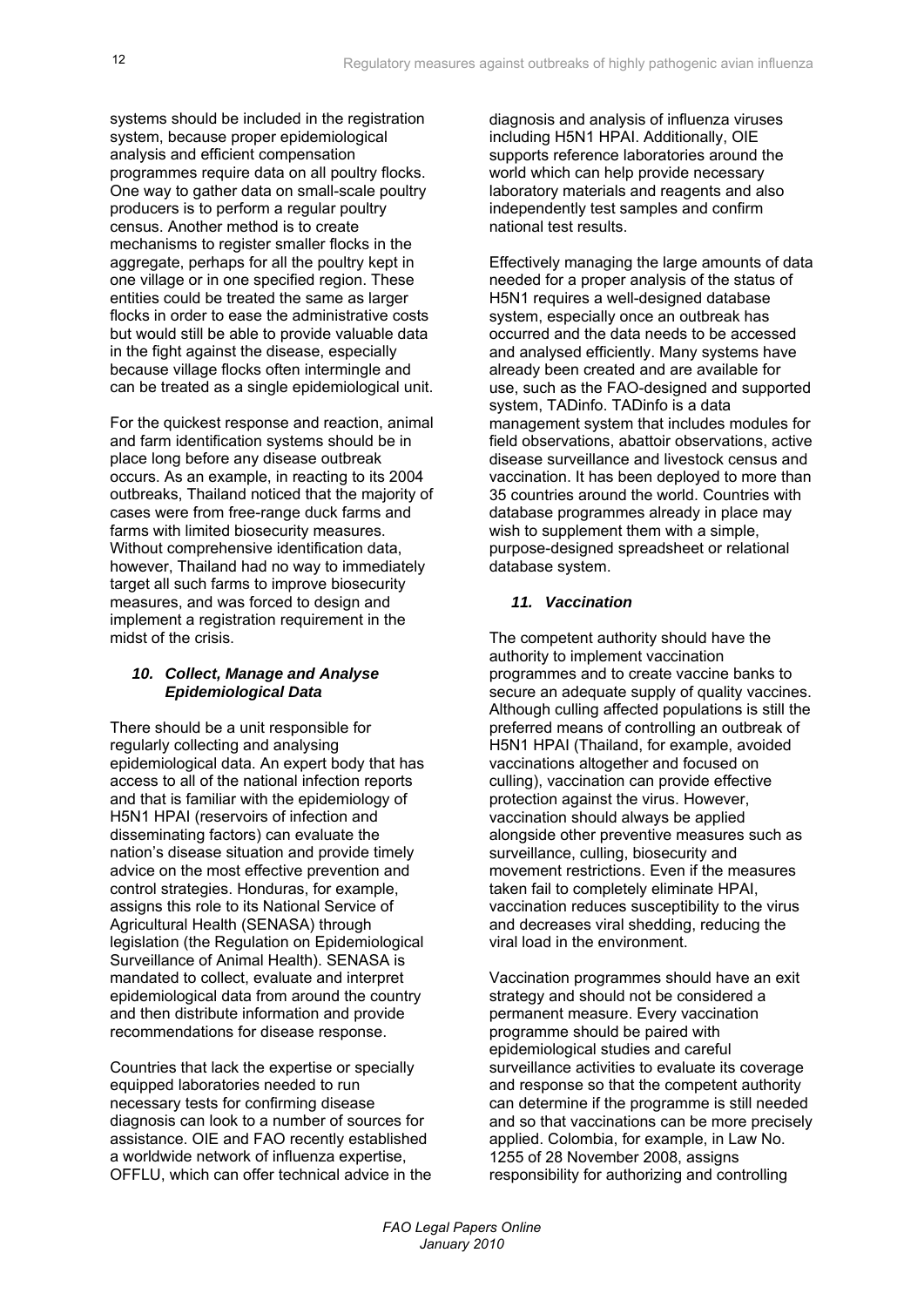systems should be included in the registration system, because proper epidemiological analysis and efficient compensation programmes require data on all poultry flocks. One way to gather data on small-scale poultry producers is to perform a regular poultry census. Another method is to create mechanisms to register smaller flocks in the aggregate, perhaps for all the poultry kept in one village or in one specified region. These entities could be treated the same as larger flocks in order to ease the administrative costs but would still be able to provide valuable data in the fight against the disease, especially because village flocks often intermingle and can be treated as a single epidemiological unit.

For the quickest response and reaction, animal and farm identification systems should be in place long before any disease outbreak occurs. As an example, in reacting to its 2004 outbreaks, Thailand noticed that the majority of cases were from free-range duck farms and farms with limited biosecurity measures. Without comprehensive identification data, however, Thailand had no way to immediately target all such farms to improve biosecurity measures, and was forced to design and implement a registration requirement in the midst of the crisis.

### *10. Collect, Manage and Analyse Epidemiological Data*

There should be a unit responsible for regularly collecting and analysing epidemiological data. An expert body that has access to all of the national infection reports and that is familiar with the epidemiology of H5N1 HPAI (reservoirs of infection and disseminating factors) can evaluate the nation's disease situation and provide timely advice on the most effective prevention and control strategies. Honduras, for example, assigns this role to its National Service of Agricultural Health (SENASA) through legislation (the Regulation on Epidemiological Surveillance of Animal Health). SENASA is mandated to collect, evaluate and interpret epidemiological data from around the country and then distribute information and provide recommendations for disease response.

Countries that lack the expertise or specially equipped laboratories needed to run necessary tests for confirming disease diagnosis can look to a number of sources for assistance. OIE and FAO recently established a worldwide network of influenza expertise, OFFLU, which can offer technical advice in the diagnosis and analysis of influenza viruses including H5N1 HPAI. Additionally, OIE supports reference laboratories around the world which can help provide necessary laboratory materials and reagents and also independently test samples and confirm national test results.

Effectively managing the large amounts of data needed for a proper analysis of the status of H5N1 requires a well-designed database system, especially once an outbreak has occurred and the data needs to be accessed and analysed efficiently. Many systems have already been created and are available for use, such as the FAO-designed and supported system, TADinfo. TADinfo is a data management system that includes modules for field observations, abattoir observations, active disease surveillance and livestock census and vaccination. It has been deployed to more than 35 countries around the world. Countries with database programmes already in place may wish to supplement them with a simple, purpose-designed spreadsheet or relational database system.

### *11. Vaccination*

The competent authority should have the authority to implement vaccination programmes and to create vaccine banks to secure an adequate supply of quality vaccines. Although culling affected populations is still the preferred means of controlling an outbreak of H5N1 HPAI (Thailand, for example, avoided vaccinations altogether and focused on culling), vaccination can provide effective protection against the virus. However, vaccination should always be applied alongside other preventive measures such as surveillance, culling, biosecurity and movement restrictions. Even if the measures taken fail to completely eliminate HPAI, vaccination reduces susceptibility to the virus and decreases viral shedding, reducing the viral load in the environment.

Vaccination programmes should have an exit strategy and should not be considered a permanent measure. Every vaccination programme should be paired with epidemiological studies and careful surveillance activities to evaluate its coverage and response so that the competent authority can determine if the programme is still needed and so that vaccinations can be more precisely applied. Colombia, for example, in Law No. 1255 of 28 November 2008, assigns responsibility for authorizing and controlling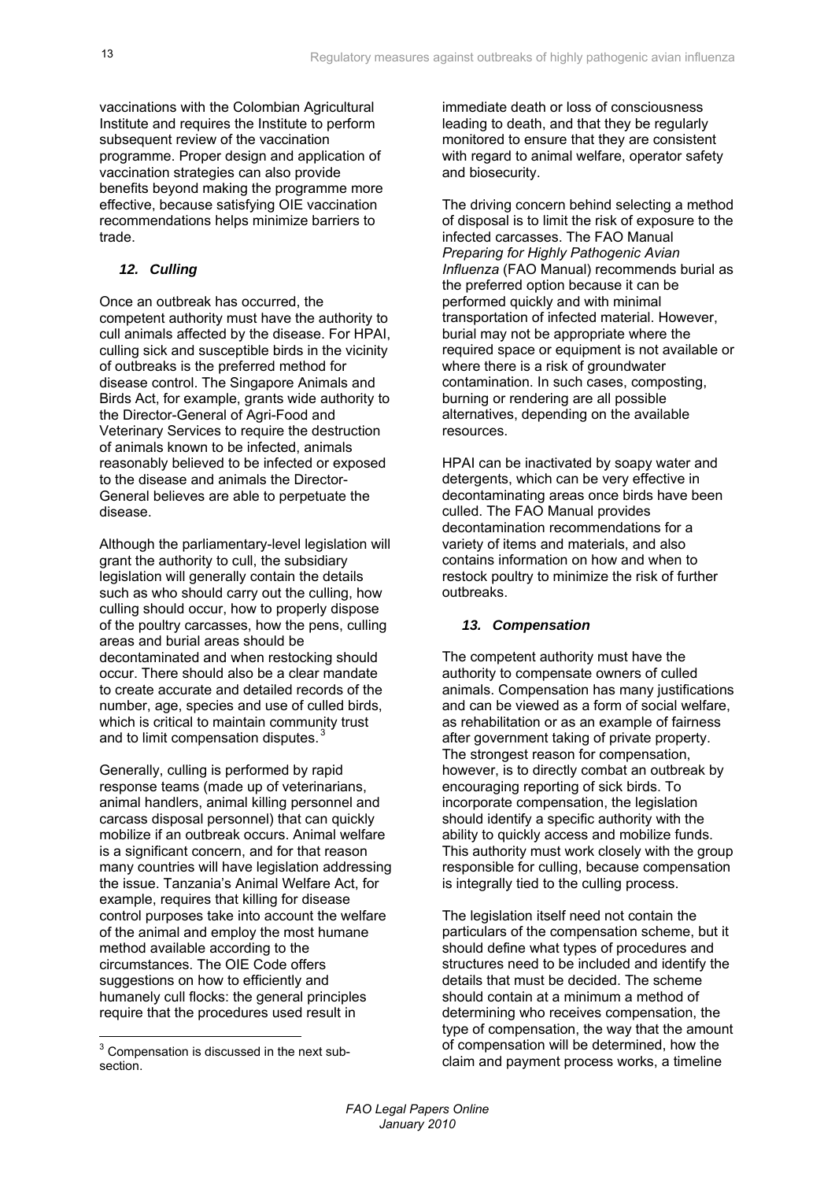vaccinations with the Colombian Agricultural Institute and requires the Institute to perform subsequent review of the vaccination programme. Proper design and application of vaccination strategies can also provide benefits beyond making the programme more effective, because satisfying OIE vaccination recommendations helps minimize barriers to trade.

### *12. Culling*

Once an outbreak has occurred, the competent authority must have the authority to cull animals affected by the disease. For HPAI, culling sick and susceptible birds in the vicinity of outbreaks is the preferred method for disease control. The Singapore Animals and Birds Act, for example, grants wide authority to the Director-General of Agri-Food and Veterinary Services to require the destruction of animals known to be infected, animals reasonably believed to be infected or exposed to the disease and animals the Director-General believes are able to perpetuate the disease.

Although the parliamentary-level legislation will grant the authority to cull, the subsidiary legislation will generally contain the details such as who should carry out the culling, how culling should occur, how to properly dispose of the poultry carcasses, how the pens, culling areas and burial areas should be decontaminated and when restocking should occur. There should also be a clear mandate to create accurate and detailed records of the number, age, species and use of culled birds, which is critical to maintain community trust and to limit compensation disputes.[3]

Generally, culling is performed by rapid response teams (made up of veterinarians, animal handlers, animal killing personnel and carcass disposal personnel) that can quickly mobilize if an outbreak occurs. Animal welfare is a significant concern, and for that reason many countries will have legislation addressing the issue. Tanzania's Animal Welfare Act, for example, requires that killing for disease control purposes take into account the welfare of the animal and employ the most humane method available according to the circumstances. The OIE Code offers suggestions on how to efficiently and humanely cull flocks: the general principles require that the procedures used result in immediate death or loss of consciousness leading to death, and that they be regularly monitored to ensure that they are consistent with regard to animal welfare, operator safety and biosecurity.

The driving concern behind selecting a method of disposal is to limit the risk of exposure to the infected carcasses. The FAO Manual *Preparing for Highly Pathogenic Avian Influenza* (FAO Manual) recommends burial as the preferred option because it can be performed quickly and with minimal transportation of infected material. However, burial may not be appropriate where the required space or equipment is not available or where there is a risk of groundwater contamination. In such cases, composting, burning or rendering are all possible alternatives, depending on the available resources.

HPAI can be inactivated by soapy water and detergents, which can be very effective in decontaminating areas once birds have been culled. The FAO Manual provides decontamination recommendations for a variety of items and materials, and also contains information on how and when to restock poultry to minimize the risk of further outbreaks.

### *13. Compensation*

The competent authority must have the authority to compensate owners of culled animals. Compensation has many justifications and can be viewed as a form of social welfare, as rehabilitation or as an example of fairness after government taking of private property. The strongest reason for compensation, however, is to directly combat an outbreak by encouraging reporting of sick birds. To incorporate compensation, the legislation should identify a specific authority with the ability to quickly access and mobilize funds. This authority must work closely with the group responsible for culling, because compensation is integrally tied to the culling process.

The legislation itself need not contain the particulars of the compensation scheme, but it should define what types of procedures and structures need to be included and identify the details that must be decided. The scheme should contain at a minimum a method of determining who receives compensation, the type of compensation, the way that the amount of compensation will be determined, how the claim and payment process works, a timeline

---

[3] Compensation is discussed in the next sub-section.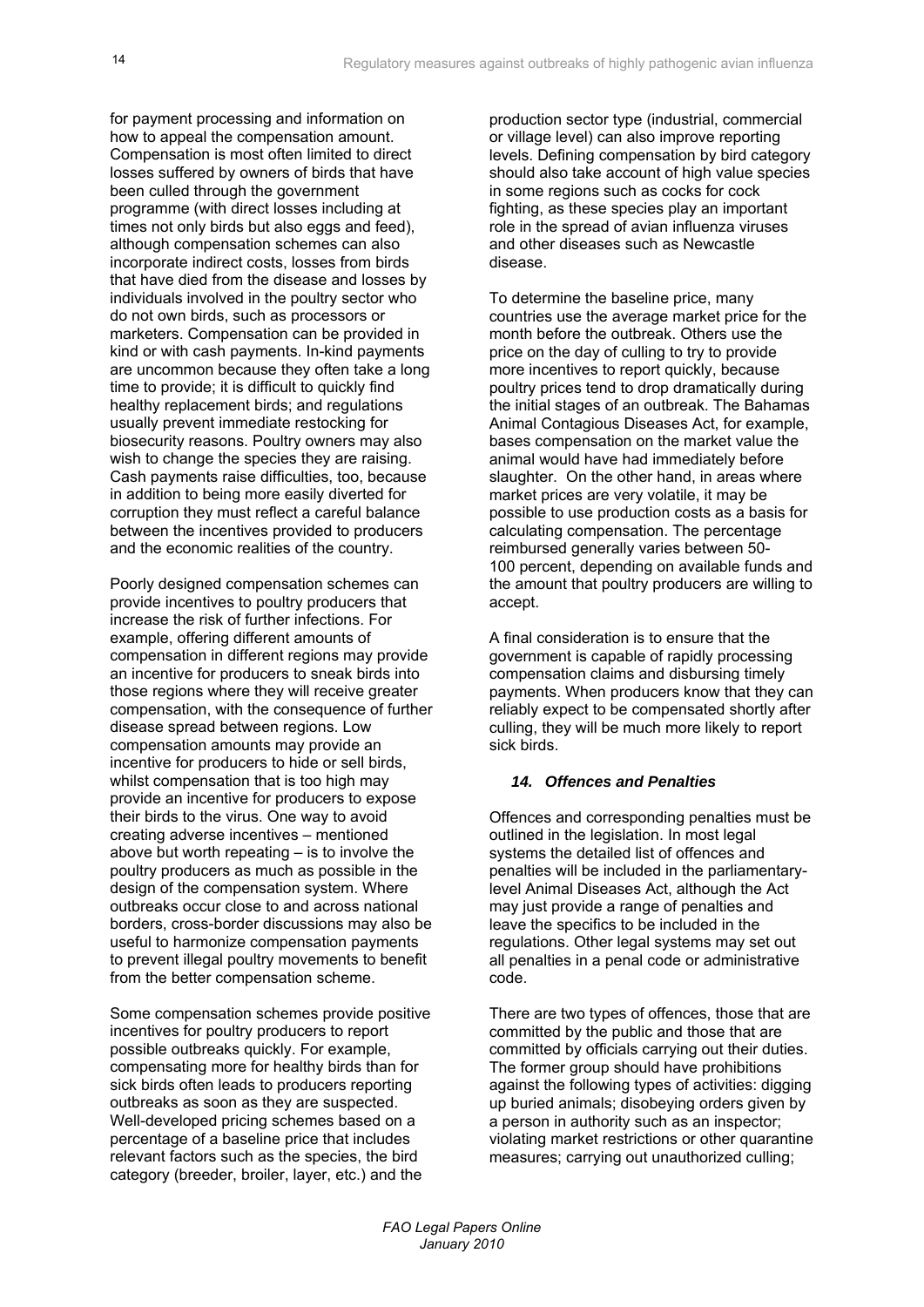for payment processing and information on how to appeal the compensation amount. Compensation is most often limited to direct losses suffered by owners of birds that have been culled through the government programme (with direct losses including at times not only birds but also eggs and feed), although compensation schemes can also incorporate indirect costs, losses from birds that have died from the disease and losses by individuals involved in the poultry sector who do not own birds, such as processors or marketers. Compensation can be provided in kind or with cash payments. In-kind payments are uncommon because they often take a long time to provide; it is difficult to quickly find healthy replacement birds; and regulations usually prevent immediate restocking for biosecurity reasons. Poultry owners may also wish to change the species they are raising. Cash payments raise difficulties, too, because in addition to being more easily diverted for corruption they must reflect a careful balance between the incentives provided to producers and the economic realities of the country.

Poorly designed compensation schemes can provide incentives to poultry producers that increase the risk of further infections. For example, offering different amounts of compensation in different regions may provide an incentive for producers to sneak birds into those regions where they will receive greater compensation, with the consequence of further disease spread between regions. Low compensation amounts may provide an incentive for producers to hide or sell birds, whilst compensation that is too high may provide an incentive for producers to expose their birds to the virus. One way to avoid creating adverse incentives – mentioned above but worth repeating – is to involve the poultry producers as much as possible in the design of the compensation system. Where outbreaks occur close to and across national borders, cross-border discussions may also be useful to harmonize compensation payments to prevent illegal poultry movements to benefit from the better compensation scheme.

Some compensation schemes provide positive incentives for poultry producers to report possible outbreaks quickly. For example, compensating more for healthy birds than for sick birds often leads to producers reporting outbreaks as soon as they are suspected. Well-developed pricing schemes based on a percentage of a baseline price that includes relevant factors such as the species, the bird category (breeder, broiler, layer, etc.) and the production sector type (industrial, commercial or village level) can also improve reporting levels. Defining compensation by bird category should also take account of high value species in some regions such as cocks for cock fighting, as these species play an important role in the spread of avian influenza viruses and other diseases such as Newcastle disease.

To determine the baseline price, many countries use the average market price for the month before the outbreak. Others use the price on the day of culling to try to provide more incentives to report quickly, because poultry prices tend to drop dramatically during the initial stages of an outbreak. The Bahamas Animal Contagious Diseases Act, for example, bases compensation on the market value the animal would have had immediately before slaughter. On the other hand, in areas where market prices are very volatile, it may be possible to use production costs as a basis for calculating compensation. The percentage reimbursed generally varies between 50-100 percent, depending on available funds and the amount that poultry producers are willing to accept.

A final consideration is to ensure that the government is capable of rapidly processing compensation claims and disbursing timely payments. When producers know that they can reliably expect to be compensated shortly after culling, they will be much more likely to report sick birds.

### *14. Offences and Penalties*

Offences and corresponding penalties must be outlined in the legislation. In most legal systems the detailed list of offences and penalties will be included in the parliamentary-level Animal Diseases Act, although the Act may just provide a range of penalties and leave the specifics to be included in the regulations. Other legal systems may set out all penalties in a penal code or administrative code.

There are two types of offences, those that are committed by the public and those that are committed by officials carrying out their duties. The former group should have prohibitions against the following types of activities: digging up buried animals; disobeying orders given by a person in authority such as an inspector; violating market restrictions or other quarantine measures; carrying out unauthorized culling;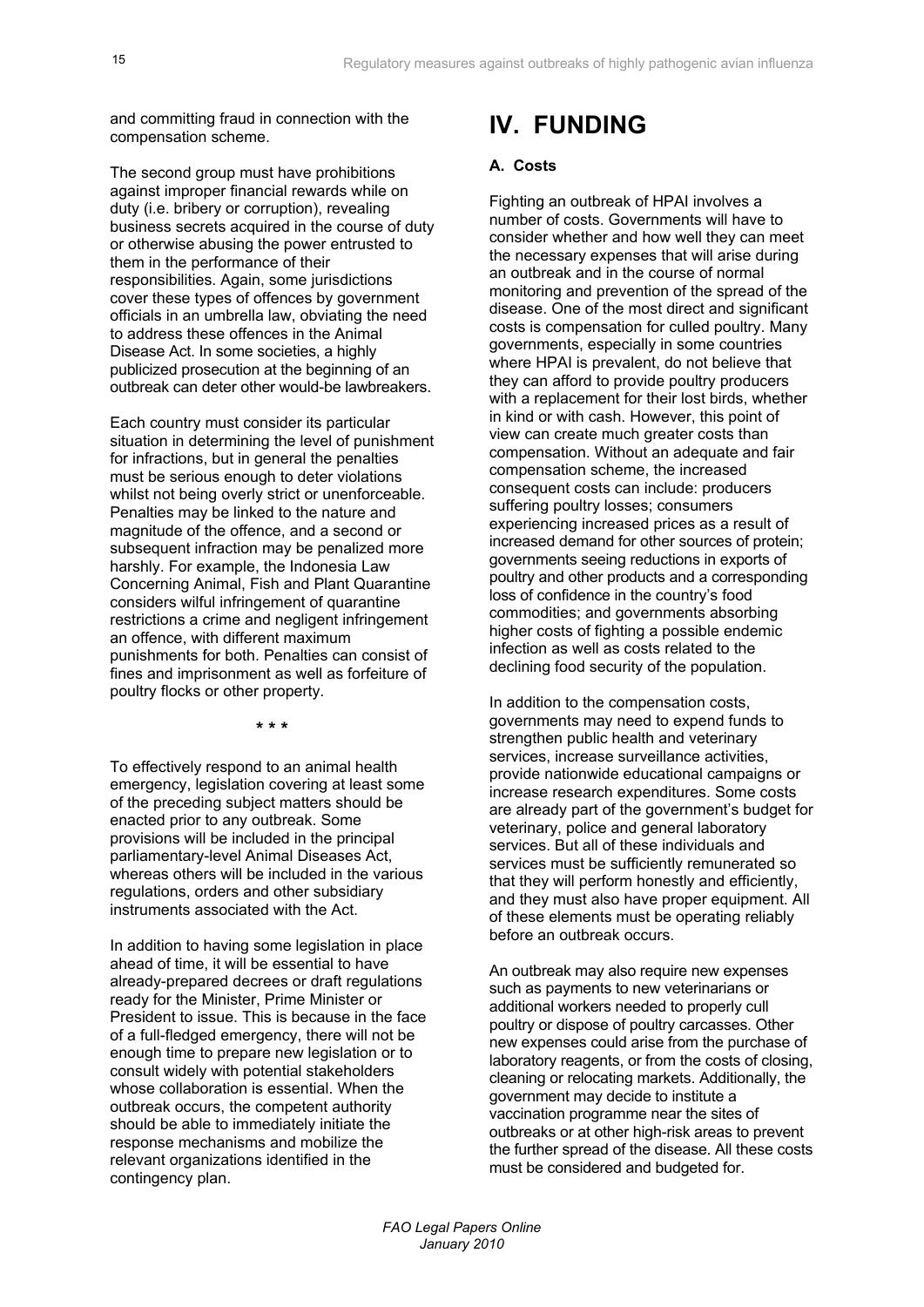and committing fraud in connection with the compensation scheme.

The second group must have prohibitions against improper financial rewards while on duty (i.e. bribery or corruption), revealing business secrets acquired in the course of duty or otherwise abusing the power entrusted to them in the performance of their responsibilities. Again, some jurisdictions cover these types of offences by government officials in an umbrella law, obviating the need to address these offences in the Animal Disease Act. In some societies, a highly publicized prosecution at the beginning of an outbreak can deter other would-be lawbreakers.

Each country must consider its particular situation in determining the level of punishment for infractions, but in general the penalties must be serious enough to deter violations whilst not being overly strict or unenforceable. Penalties may be linked to the nature and magnitude of the offence, and a second or subsequent infraction may be penalized more harshly. For example, the Indonesia Law Concerning Animal, Fish and Plant Quarantine considers wilful infringement of quarantine restrictions a crime and negligent infringement an offence, with different maximum punishments for both. Penalties can consist of fines and imprisonment as well as forfeiture of poultry flocks or other property.

\* \* \*

To effectively respond to an animal health emergency, legislation covering at least some of the preceding subject matters should be enacted prior to any outbreak. Some provisions will be included in the principal parliamentary-level Animal Diseases Act, whereas others will be included in the various regulations, orders and other subsidiary instruments associated with the Act.

In addition to having some legislation in place ahead of time, it will be essential to have already-prepared decrees or draft regulations ready for the Minister, Prime Minister or President to issue. This is because in the face of a full-fledged emergency, there will not be enough time to prepare new legislation or to consult widely with potential stakeholders whose collaboration is essential. When the outbreak occurs, the competent authority should be able to immediately initiate the response mechanisms and mobilize the relevant organizations identified in the contingency plan.

# IV. FUNDING

### A. Costs

Fighting an outbreak of HPAI involves a number of costs. Governments will have to consider whether and how well they can meet the necessary expenses that will arise during an outbreak and in the course of normal monitoring and prevention of the spread of the disease. One of the most direct and significant costs is compensation for culled poultry. Many governments, especially in some countries where HPAI is prevalent, do not believe that they can afford to provide poultry producers with a replacement for their lost birds, whether in kind or with cash. However, this point of view can create much greater costs than compensation. Without an adequate and fair compensation scheme, the increased consequent costs can include: producers suffering poultry losses; consumers experiencing increased prices as a result of increased demand for other sources of protein; governments seeing reductions in exports of poultry and other products and a corresponding loss of confidence in the country's food commodities; and governments absorbing higher costs of fighting a possible endemic infection as well as costs related to the declining food security of the population.

In addition to the compensation costs, governments may need to expend funds to strengthen public health and veterinary services, increase surveillance activities, provide nationwide educational campaigns or increase research expenditures. Some costs are already part of the government's budget for veterinary, police and general laboratory services. But all of these individuals and services must be sufficiently remunerated so that they will perform honestly and efficiently, and they must also have proper equipment. All of these elements must be operating reliably before an outbreak occurs.

An outbreak may also require new expenses such as payments to new veterinarians or additional workers needed to properly cull poultry or dispose of poultry carcasses. Other new expenses could arise from the purchase of laboratory reagents, or from the costs of closing, cleaning or relocating markets. Additionally, the government may decide to institute a vaccination programme near the sites of outbreaks or at other high-risk areas to prevent the further spread of the disease. All these costs must be considered and budgeted for.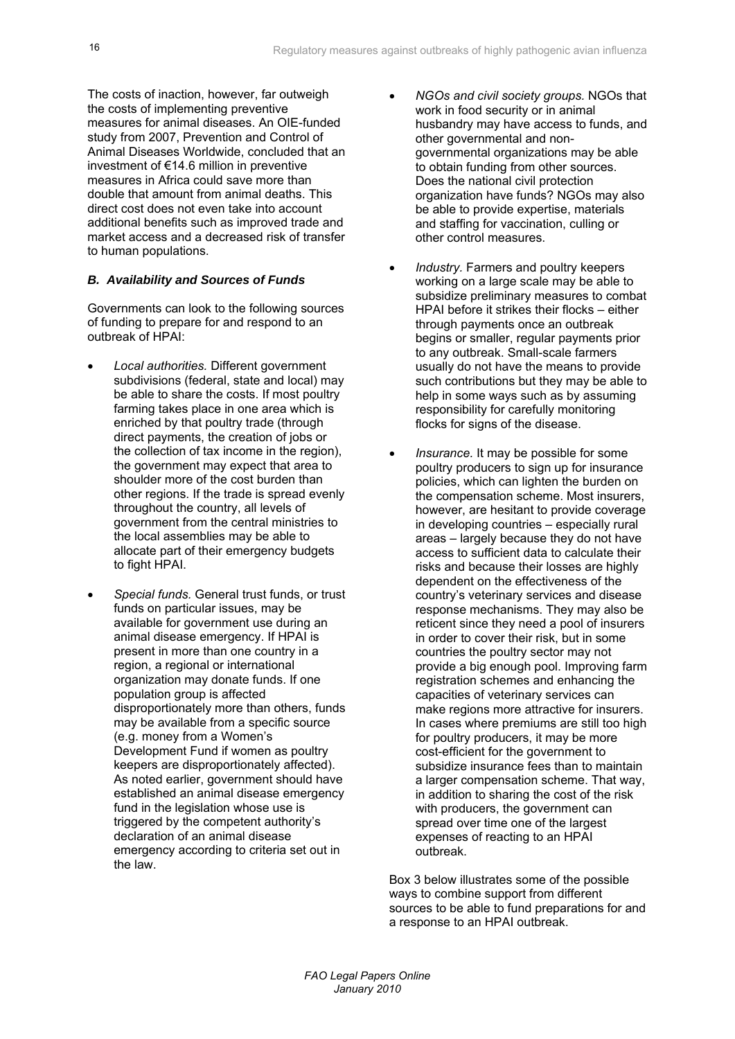The costs of inaction, however, far outweigh the costs of implementing preventive measures for animal diseases. An OIE-funded study from 2007, Prevention and Control of Animal Diseases Worldwide, concluded that an investment of €14.6 million in preventive measures in Africa could save more than double that amount from animal deaths. This direct cost does not even take into account additional benefits such as improved trade and market access and a decreased risk of transfer to human populations.

### *B. Availability and Sources of Funds*

Governments can look to the following sources of funding to prepare for and respond to an outbreak of HPAI:

- *Local authorities.* Different government subdivisions (federal, state and local) may be able to share the costs. If most poultry farming takes place in one area which is enriched by that poultry trade (through direct payments, the creation of jobs or the collection of tax income in the region), the government may expect that area to shoulder more of the cost burden than other regions. If the trade is spread evenly throughout the country, all levels of government from the central ministries to the local assemblies may be able to allocate part of their emergency budgets to fight HPAI.
- *Special funds.* General trust funds, or trust funds on particular issues, may be available for government use during an animal disease emergency. If HPAI is present in more than one country in a region, a regional or international organization may donate funds. If one population group is affected disproportionately more than others, funds may be available from a specific source (e.g. money from a Women's Development Fund if women as poultry keepers are disproportionately affected). As noted earlier, government should have established an animal disease emergency fund in the legislation whose use is triggered by the competent authority's declaration of an animal disease emergency according to criteria set out in the law.
- *NGOs and civil society groups.* NGOs that work in food security or in animal husbandry may have access to funds, and other governmental and non-governmental organizations may be able to obtain funding from other sources. Does the national civil protection organization have funds? NGOs may also be able to provide expertise, materials and staffing for vaccination, culling or other control measures.
- *Industry.* Farmers and poultry keepers working on a large scale may be able to subsidize preliminary measures to combat HPAI before it strikes their flocks – either through payments once an outbreak begins or smaller, regular payments prior to any outbreak. Small-scale farmers usually do not have the means to provide such contributions but they may be able to help in some ways such as by assuming responsibility for carefully monitoring flocks for signs of the disease.
- *Insurance.* It may be possible for some poultry producers to sign up for insurance policies, which can lighten the burden on the compensation scheme. Most insurers, however, are hesitant to provide coverage in developing countries – especially rural areas – largely because they do not have access to sufficient data to calculate their risks and because their losses are highly dependent on the effectiveness of the country's veterinary services and disease response mechanisms. They may also be reticent since they need a pool of insurers in order to cover their risk, but in some countries the poultry sector may not provide a big enough pool. Improving farm registration schemes and enhancing the capacities of veterinary services can make regions more attractive for insurers. In cases where premiums are still too high for poultry producers, it may be more cost-efficient for the government to subsidize insurance fees than to maintain a larger compensation scheme. That way, in addition to sharing the cost of the risk with producers, the government can spread over time one of the largest expenses of reacting to an HPAI outbreak.

Box 3 below illustrates some of the possible ways to combine support from different sources to be able to fund preparations for and a response to an HPAI outbreak.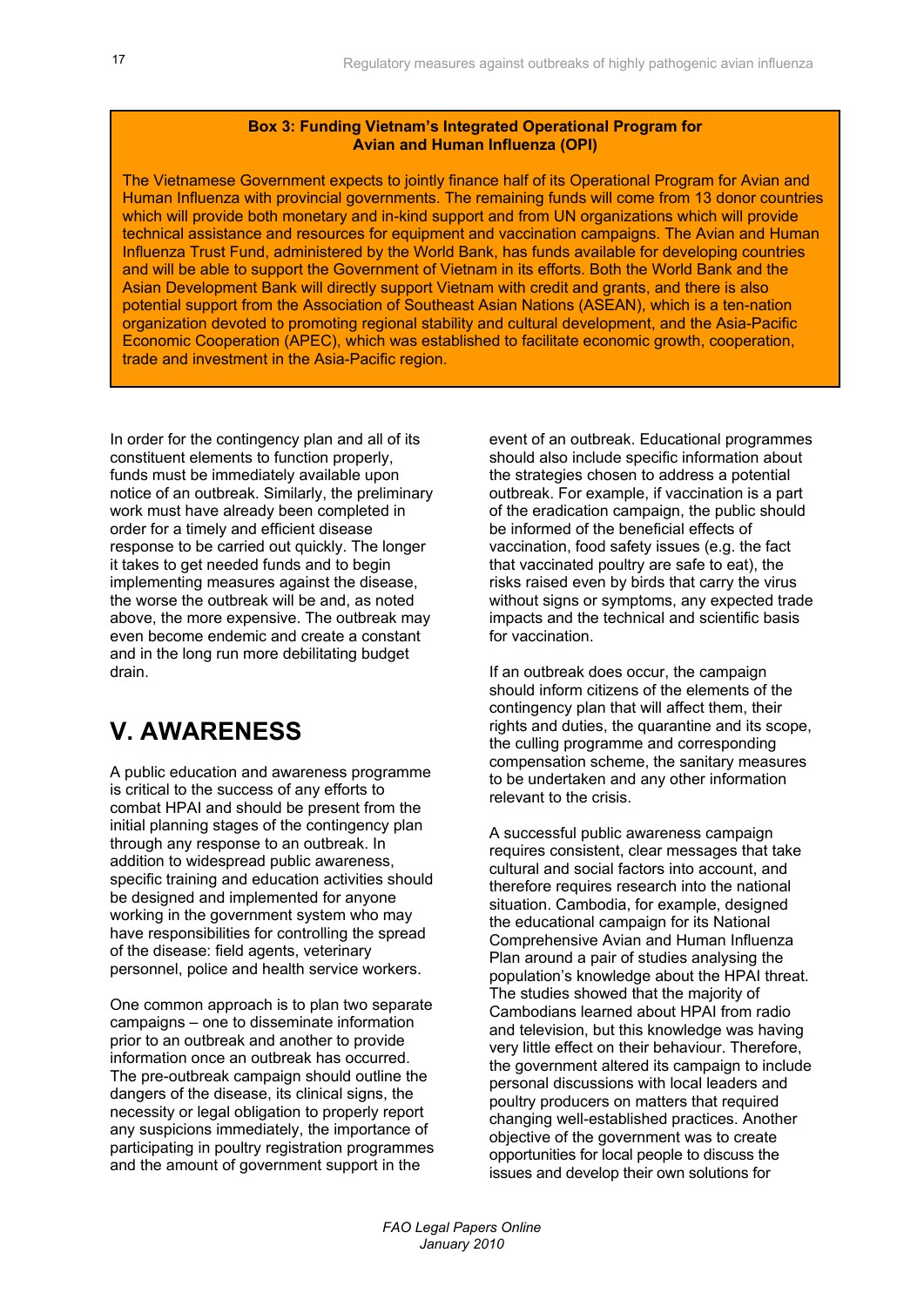**Box 3: Funding Vietnam's Integrated Operational Program for Avian and Human Influenza (OPI)**

The Vietnamese Government expects to jointly finance half of its Operational Program for Avian and Human Influenza with provincial governments. The remaining funds will come from 13 donor countries which will provide both monetary and in-kind support and from UN organizations which will provide technical assistance and resources for equipment and vaccination campaigns. The Avian and Human Influenza Trust Fund, administered by the World Bank, has funds available for developing countries and will be able to support the Government of Vietnam in its efforts. Both the World Bank and the Asian Development Bank will directly support Vietnam with credit and grants, and there is also potential support from the Association of Southeast Asian Nations (ASEAN), which is a ten-nation organization devoted to promoting regional stability and cultural development, and the Asia-Pacific Economic Cooperation (APEC), which was established to facilitate economic growth, cooperation, trade and investment in the Asia-Pacific region.

In order for the contingency plan and all of its constituent elements to function properly, funds must be immediately available upon notice of an outbreak. Similarly, the preliminary work must have already been completed in order for a timely and efficient disease response to be carried out quickly. The longer it takes to get needed funds and to begin implementing measures against the disease, the worse the outbreak will be and, as noted above, the more expensive. The outbreak may even become endemic and create a constant and in the long run more debilitating budget drain.

# V. AWARENESS

A public education and awareness programme is critical to the success of any efforts to combat HPAI and should be present from the initial planning stages of the contingency plan through any response to an outbreak. In addition to widespread public awareness, specific training and education activities should be designed and implemented for anyone working in the government system who may have responsibilities for controlling the spread of the disease: field agents, veterinary personnel, police and health service workers.

One common approach is to plan two separate campaigns – one to disseminate information prior to an outbreak and another to provide information once an outbreak has occurred. The pre-outbreak campaign should outline the dangers of the disease, its clinical signs, the necessity or legal obligation to properly report any suspicions immediately, the importance of participating in poultry registration programmes and the amount of government support in the event of an outbreak. Educational programmes should also include specific information about the strategies chosen to address a potential outbreak. For example, if vaccination is a part of the eradication campaign, the public should be informed of the beneficial effects of vaccination, food safety issues (e.g. the fact that vaccinated poultry are safe to eat), the risks raised even by birds that carry the virus without signs or symptoms, any expected trade impacts and the technical and scientific basis for vaccination.

If an outbreak does occur, the campaign should inform citizens of the elements of the contingency plan that will affect them, their rights and duties, the quarantine and its scope, the culling programme and corresponding compensation scheme, the sanitary measures to be undertaken and any other information relevant to the crisis.

A successful public awareness campaign requires consistent, clear messages that take cultural and social factors into account, and therefore requires research into the national situation. Cambodia, for example, designed the educational campaign for its National Comprehensive Avian and Human Influenza Plan around a pair of studies analysing the population's knowledge about the HPAI threat. The studies showed that the majority of Cambodians learned about HPAI from radio and television, but this knowledge was having very little effect on their behaviour. Therefore, the government altered its campaign to include personal discussions with local leaders and poultry producers on matters that required changing well-established practices. Another objective of the government was to create opportunities for local people to discuss the issues and develop their own solutions for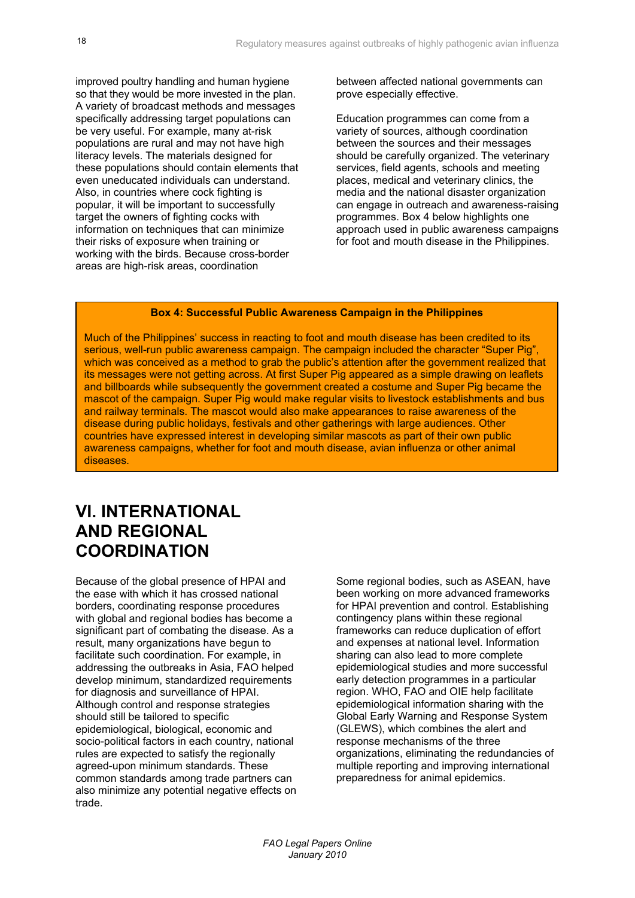improved poultry handling and human hygiene so that they would be more invested in the plan. A variety of broadcast methods and messages specifically addressing target populations can be very useful. For example, many at-risk populations are rural and may not have high literacy levels. The materials designed for these populations should contain elements that even uneducated individuals can understand. Also, in countries where cock fighting is popular, it will be important to successfully target the owners of fighting cocks with information on techniques that can minimize their risks of exposure when training or working with the birds. Because cross-border areas are high-risk areas, coordination between affected national governments can prove especially effective.

Education programmes can come from a variety of sources, although coordination between the sources and their messages should be carefully organized. The veterinary services, field agents, schools and meeting places, medical and veterinary clinics, the media and the national disaster organization can engage in outreach and awareness-raising programmes. Box 4 below highlights one approach used in public awareness campaigns for foot and mouth disease in the Philippines.

**Box 4: Successful Public Awareness Campaign in the Philippines**

Much of the Philippines' success in reacting to foot and mouth disease has been credited to its serious, well-run public awareness campaign. The campaign included the character "Super Pig", which was conceived as a method to grab the public's attention after the government realized that its messages were not getting across. At first Super Pig appeared as a simple drawing on leaflets and billboards while subsequently the government created a costume and Super Pig became the mascot of the campaign. Super Pig would make regular visits to livestock establishments and bus and railway terminals. The mascot would also make appearances to raise awareness of the disease during public holidays, festivals and other gatherings with large audiences. Other countries have expressed interest in developing similar mascots as part of their own public awareness campaigns, whether for foot and mouth disease, avian influenza or other animal diseases.

# VI. INTERNATIONAL AND REGIONAL COORDINATION

Because of the global presence of HPAI and the ease with which it has crossed national borders, coordinating response procedures with global and regional bodies has become a significant part of combating the disease. As a result, many organizations have begun to facilitate such coordination. For example, in addressing the outbreaks in Asia, FAO helped develop minimum, standardized requirements for diagnosis and surveillance of HPAI. Although control and response strategies should still be tailored to specific epidemiological, biological, economic and socio-political factors in each country, national rules are expected to satisfy the regionally agreed-upon minimum standards. These common standards among trade partners can also minimize any potential negative effects on trade.

Some regional bodies, such as ASEAN, have been working on more advanced frameworks for HPAI prevention and control. Establishing contingency plans within these regional frameworks can reduce duplication of effort and expenses at national level. Information sharing can also lead to more complete epidemiological studies and more successful early detection programmes in a particular region. WHO, FAO and OIE help facilitate epidemiological information sharing with the Global Early Warning and Response System (GLEWS), which combines the alert and response mechanisms of the three organizations, eliminating the redundancies of multiple reporting and improving international preparedness for animal epidemics.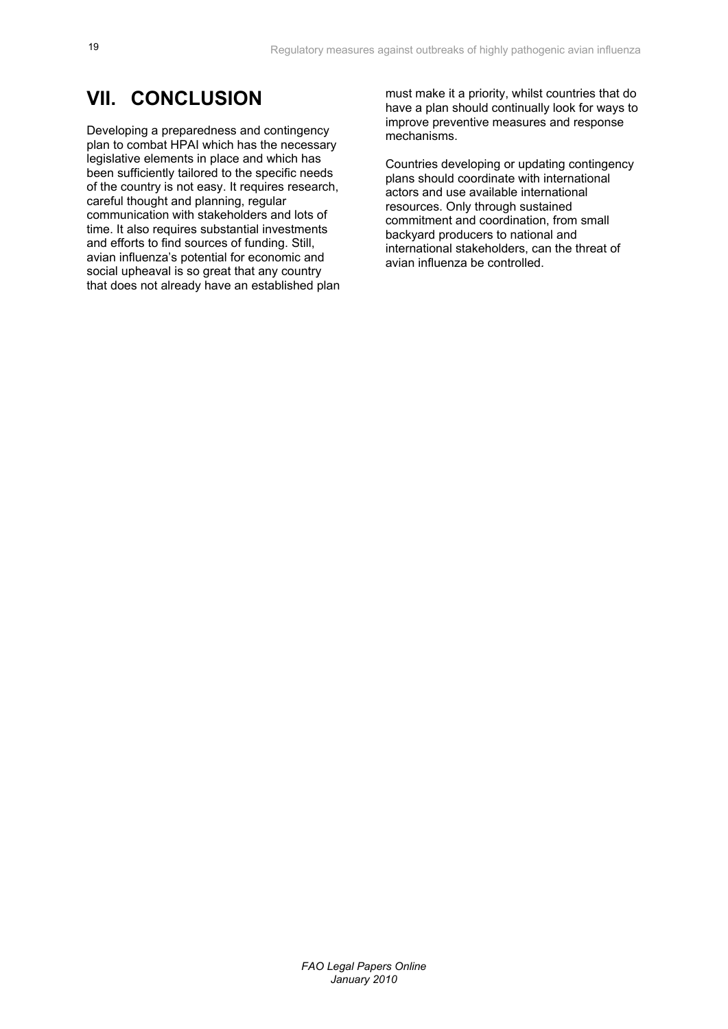# VII. CONCLUSION

Developing a preparedness and contingency plan to combat HPAI which has the necessary legislative elements in place and which has been sufficiently tailored to the specific needs of the country is not easy. It requires research, careful thought and planning, regular communication with stakeholders and lots of time. It also requires substantial investments and efforts to find sources of funding. Still, avian influenza's potential for economic and social upheaval is so great that any country that does not already have an established plan must make it a priority, whilst countries that do have a plan should continually look for ways to improve preventive measures and response mechanisms.

Countries developing or updating contingency plans should coordinate with international actors and use available international resources. Only through sustained commitment and coordination, from small backyard producers to national and international stakeholders, can the threat of avian influenza be controlled.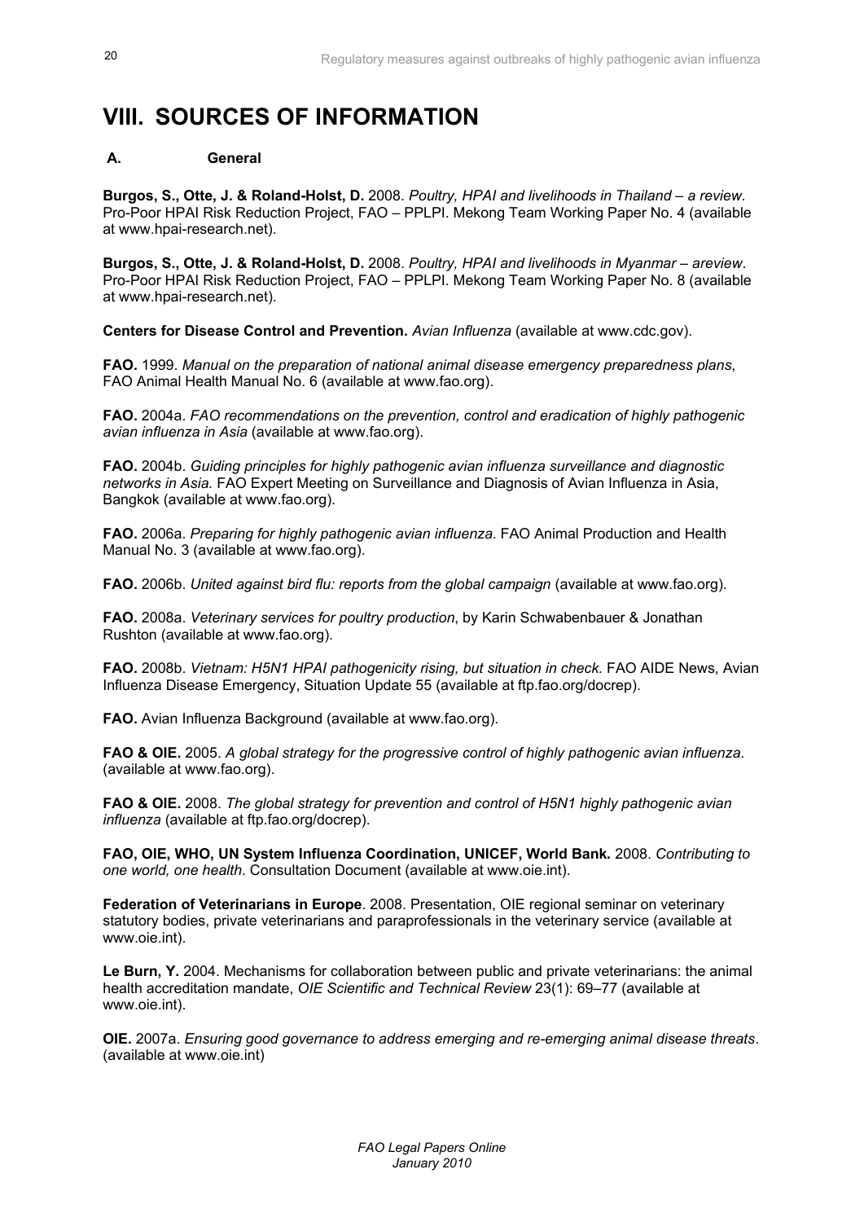# VIII. SOURCES OF INFORMATION

## A. General

**Burgos, S., Otte, J. & Roland-Holst, D.** 2008. *Poultry, HPAI and livelihoods in Thailand – a review*. Pro-Poor HPAI Risk Reduction Project, FAO – PPLPI. Mekong Team Working Paper No. 4 (available at www.hpai-research.net).

**Burgos, S., Otte, J. & Roland-Holst, D.** 2008. *Poultry, HPAI and livelihoods in Myanmar – areview*. Pro-Poor HPAI Risk Reduction Project, FAO – PPLPI. Mekong Team Working Paper No. 8 (available at www.hpai-research.net).

**Centers for Disease Control and Prevention.** *Avian Influenza* (available at www.cdc.gov).

**FAO.** 1999. *Manual on the preparation of national animal disease emergency preparedness plans*, FAO Animal Health Manual No. 6 (available at www.fao.org).

**FAO.** 2004a. *FAO recommendations on the prevention, control and eradication of highly pathogenic avian influenza in Asia* (available at www.fao.org).

**FAO.** 2004b. *Guiding principles for highly pathogenic avian influenza surveillance and diagnostic networks in Asia.* FAO Expert Meeting on Surveillance and Diagnosis of Avian Influenza in Asia, Bangkok (available at www.fao.org).

**FAO.** 2006a. *Preparing for highly pathogenic avian influenza*. FAO Animal Production and Health Manual No. 3 (available at www.fao.org).

**FAO.** 2006b. *United against bird flu: reports from the global campaign* (available at www.fao.org).

**FAO.** 2008a. *Veterinary services for poultry production*, by Karin Schwabenbauer & Jonathan Rushton (available at www.fao.org).

**FAO.** 2008b. *Vietnam: H5N1 HPAI pathogenicity rising, but situation in check.* FAO AIDE News, Avian Influenza Disease Emergency, Situation Update 55 (available at ftp.fao.org/docrep).

**FAO.** Avian Influenza Background (available at www.fao.org).

**FAO & OIE.** 2005. *A global strategy for the progressive control of highly pathogenic avian influenza*. (available at www.fao.org).

**FAO & OIE.** 2008. *The global strategy for prevention and control of H5N1 highly pathogenic avian influenza* (available at ftp.fao.org/docrep).

**FAO, OIE, WHO, UN System Influenza Coordination, UNICEF, World Bank.** 2008. *Contributing to one world, one health*. Consultation Document (available at www.oie.int).

**Federation of Veterinarians in Europe**. 2008. Presentation, OIE regional seminar on veterinary statutory bodies, private veterinarians and paraprofessionals in the veterinary service (available at www.oie.int).

**Le Burn, Y.** 2004. Mechanisms for collaboration between public and private veterinarians: the animal health accreditation mandate, *OIE Scientific and Technical Review* 23(1): 69–77 (available at www.oie.int).

**OIE.** 2007a. *Ensuring good governance to address emerging and re-emerging animal disease threats*. (available at www.oie.int)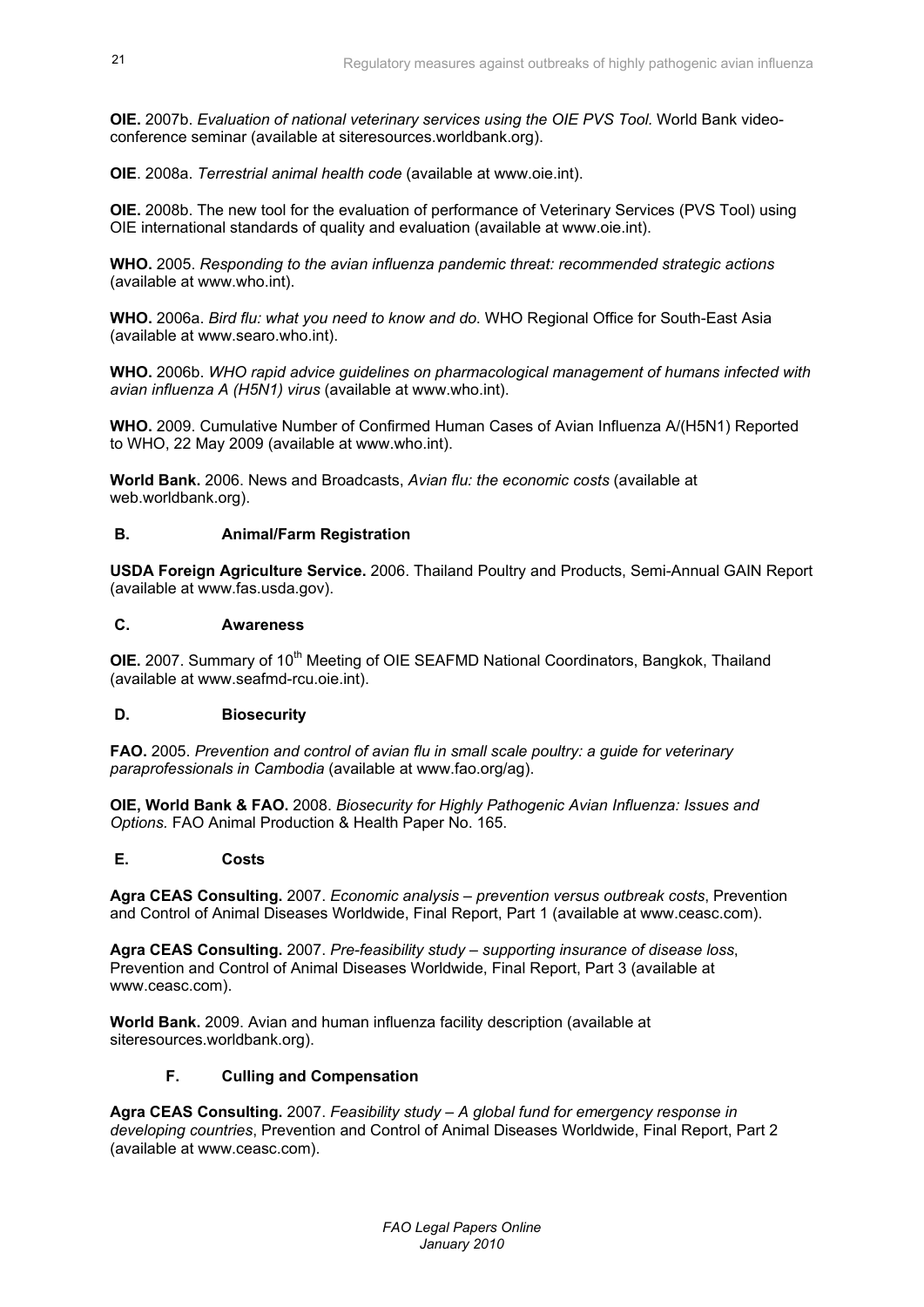**OIE.** 2007b. *Evaluation of national veterinary services using the OIE PVS Tool.* World Bank video-conference seminar (available at siteresources.worldbank.org).

**OIE**. 2008a. *Terrestrial animal health code* (available at www.oie.int).

**OIE.** 2008b. The new tool for the evaluation of performance of Veterinary Services (PVS Tool) using OIE international standards of quality and evaluation (available at www.oie.int).

**WHO.** 2005. *Responding to the avian influenza pandemic threat: recommended strategic actions* (available at www.who.int).

**WHO.** 2006a. *Bird flu: what you need to know and do*. WHO Regional Office for South-East Asia (available at www.searo.who.int).

**WHO.** 2006b. *WHO rapid advice guidelines on pharmacological management of humans infected with avian influenza A (H5N1) virus* (available at www.who.int).

**WHO.** 2009. Cumulative Number of Confirmed Human Cases of Avian Influenza A/(H5N1) Reported to WHO, 22 May 2009 (available at www.who.int).

**World Bank.** 2006. News and Broadcasts, *Avian flu: the economic costs* (available at web.worldbank.org).

### B. Animal/Farm Registration

**USDA Foreign Agriculture Service.** 2006. Thailand Poultry and Products, Semi-Annual GAIN Report (available at www.fas.usda.gov).

### C. Awareness

**OIE.** 2007. Summary of 10th Meeting of OIE SEAFMD National Coordinators, Bangkok, Thailand (available at www.seafmd-rcu.oie.int).

### D. Biosecurity

**FAO.** 2005. *Prevention and control of avian flu in small scale poultry: a guide for veterinary paraprofessionals in Cambodia* (available at www.fao.org/ag).

**OIE, World Bank & FAO.** 2008. *Biosecurity for Highly Pathogenic Avian Influenza: Issues and Options.* FAO Animal Production & Health Paper No. 165.

### E. Costs

**Agra CEAS Consulting.** 2007. *Economic analysis – prevention versus outbreak costs*, Prevention and Control of Animal Diseases Worldwide, Final Report, Part 1 (available at www.ceasc.com).

**Agra CEAS Consulting.** 2007. *Pre-feasibility study – supporting insurance of disease loss*, Prevention and Control of Animal Diseases Worldwide, Final Report, Part 3 (available at www.ceasc.com).

**World Bank.** 2009. Avian and human influenza facility description (available at siteresources.worldbank.org).

### F. Culling and Compensation

**Agra CEAS Consulting.** 2007. *Feasibility study – A global fund for emergency response in developing countries*, Prevention and Control of Animal Diseases Worldwide, Final Report, Part 2 (available at www.ceasc.com).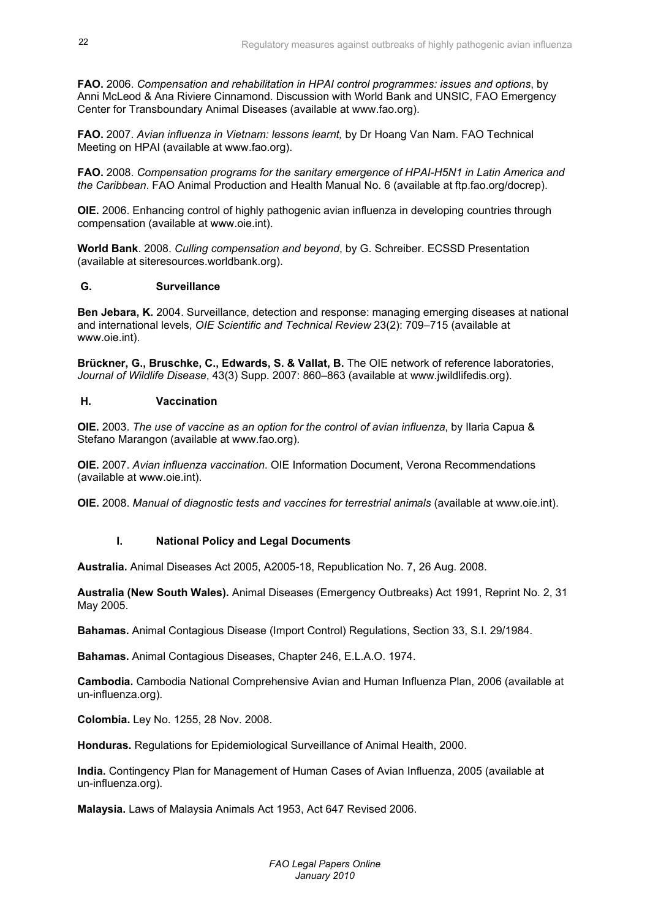**FAO.** 2006. *Compensation and rehabilitation in HPAI control programmes: issues and options*, by Anni McLeod & Ana Riviere Cinnamond. Discussion with World Bank and UNSIC, FAO Emergency Center for Transboundary Animal Diseases (available at www.fao.org).

**FAO.** 2007. *Avian influenza in Vietnam: lessons learnt,* by Dr Hoang Van Nam. FAO Technical Meeting on HPAI (available at www.fao.org).

**FAO.** 2008. *Compensation programs for the sanitary emergence of HPAI-H5N1 in Latin America and the Caribbean*. FAO Animal Production and Health Manual No. 6 (available at ftp.fao.org/docrep).

**OIE.** 2006. Enhancing control of highly pathogenic avian influenza in developing countries through compensation (available at www.oie.int).

**World Bank**. 2008. *Culling compensation and beyond*, by G. Schreiber. ECSSD Presentation (available at siteresources.worldbank.org).

### G. Surveillance

**Ben Jebara, K.** 2004. Surveillance, detection and response: managing emerging diseases at national and international levels, *OIE Scientific and Technical Review* 23(2): 709–715 (available at www.oie.int).

**Brückner, G., Bruschke, C., Edwards, S. & Vallat, B.** The OIE network of reference laboratories, *Journal of Wildlife Disease*, 43(3) Supp. 2007: 860–863 (available at www.jwildlifedis.org).

### H. Vaccination

**OIE.** 2003. *The use of vaccine as an option for the control of avian influenza*, by Ilaria Capua & Stefano Marangon (available at www.fao.org).

**OIE.** 2007. *Avian influenza vaccination*. OIE Information Document, Verona Recommendations (available at www.oie.int).

**OIE.** 2008. *Manual of diagnostic tests and vaccines for terrestrial animals* (available at www.oie.int).

### I. National Policy and Legal Documents

**Australia.** Animal Diseases Act 2005, A2005-18, Republication No. 7, 26 Aug. 2008.

**Australia (New South Wales).** Animal Diseases (Emergency Outbreaks) Act 1991, Reprint No. 2, 31 May 2005.

**Bahamas.** Animal Contagious Disease (Import Control) Regulations, Section 33, S.I. 29/1984.

**Bahamas.** Animal Contagious Diseases, Chapter 246, E.L.A.O. 1974.

**Cambodia.** Cambodia National Comprehensive Avian and Human Influenza Plan, 2006 (available at un-influenza.org).

**Colombia.** Ley No. 1255, 28 Nov. 2008.

**Honduras.** Regulations for Epidemiological Surveillance of Animal Health, 2000.

**India.** Contingency Plan for Management of Human Cases of Avian Influenza, 2005 (available at un-influenza.org).

**Malaysia.** Laws of Malaysia Animals Act 1953, Act 647 Revised 2006.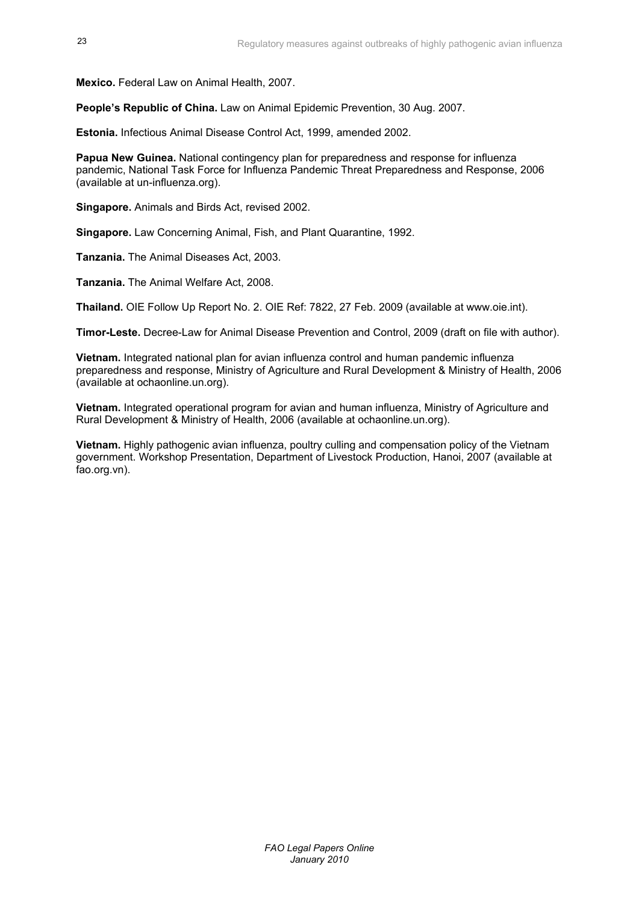**Mexico.** Federal Law on Animal Health, 2007.

**People's Republic of China.** Law on Animal Epidemic Prevention, 30 Aug. 2007.

**Estonia.** Infectious Animal Disease Control Act, 1999, amended 2002.

**Papua New Guinea.** National contingency plan for preparedness and response for influenza pandemic, National Task Force for Influenza Pandemic Threat Preparedness and Response, 2006 (available at un-influenza.org).

**Singapore.** Animals and Birds Act, revised 2002.

**Singapore.** Law Concerning Animal, Fish, and Plant Quarantine, 1992.

**Tanzania.** The Animal Diseases Act, 2003.

**Tanzania.** The Animal Welfare Act, 2008.

**Thailand.** OIE Follow Up Report No. 2. OIE Ref: 7822, 27 Feb. 2009 (available at www.oie.int).

**Timor-Leste.** Decree-Law for Animal Disease Prevention and Control, 2009 (draft on file with author).

**Vietnam.** Integrated national plan for avian influenza control and human pandemic influenza preparedness and response, Ministry of Agriculture and Rural Development & Ministry of Health, 2006 (available at ochaonline.un.org).

**Vietnam.** Integrated operational program for avian and human influenza, Ministry of Agriculture and Rural Development & Ministry of Health, 2006 (available at ochaonline.un.org).

**Vietnam.** Highly pathogenic avian influenza, poultry culling and compensation policy of the Vietnam government. Workshop Presentation, Department of Livestock Production, Hanoi, 2007 (available at fao.org.vn).